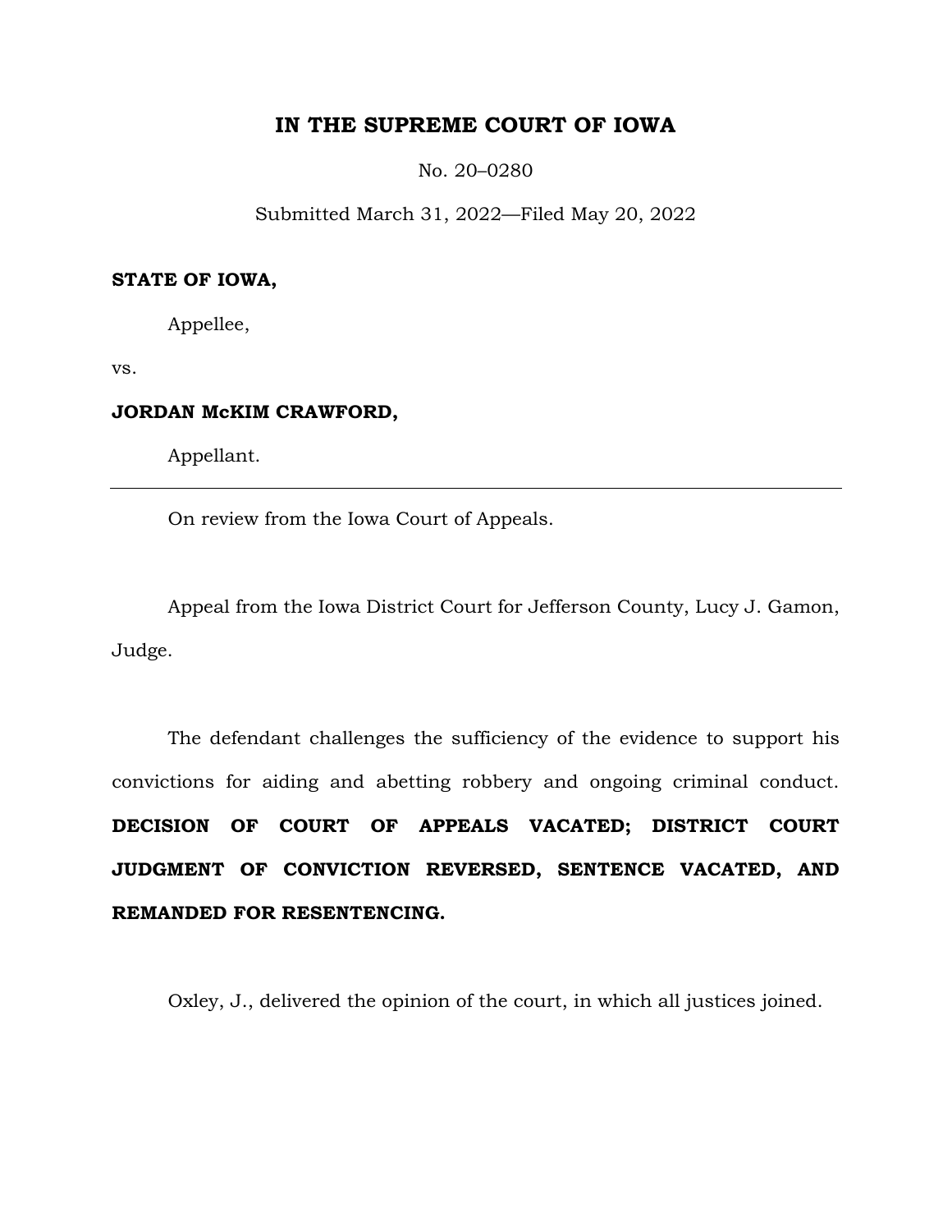# IN THE SUPREME COURT OF IOWA

No. 20–0280

Submitted March 31, 2022—Filed May 20, 2022

**STATE OF IOWA,**

Appellee,

vs.

**JORDAN McKIM CRAWFORD,**

Appellant.

---

On review from the Iowa Court of Appeals.

Appeal from the Iowa District Court for Jefferson County, Lucy J. Gamon, Judge.

The defendant challenges the sufficiency of the evidence to support his convictions for aiding and abetting robbery and ongoing criminal conduct. **DECISION OF COURT OF APPEALS VACATED; DISTRICT COURT JUDGMENT OF CONVICTION REVERSED, SENTENCE VACATED, AND REMANDED FOR RESENTENCING.**

Oxley, J., delivered the opinion of the court, in which all justices joined.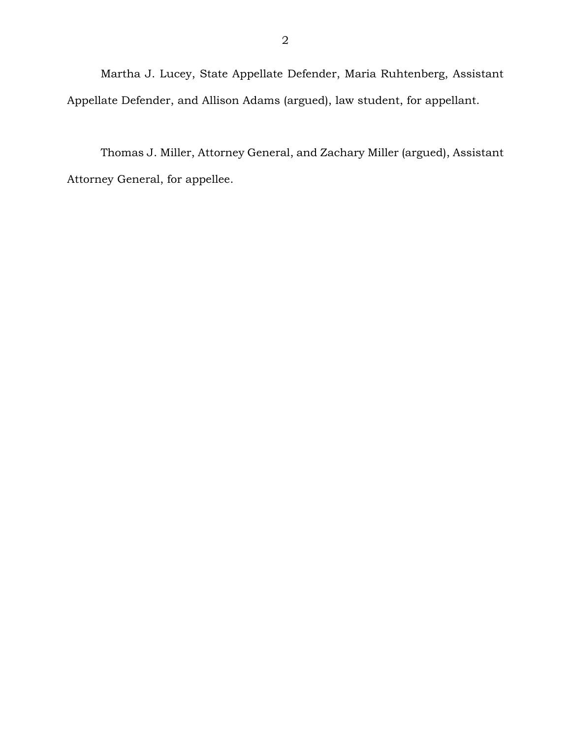Martha J. Lucey, State Appellate Defender, Maria Ruhtenberg, Assistant Appellate Defender, and Allison Adams (argued), law student, for appellant.

Thomas J. Miller, Attorney General, and Zachary Miller (argued), Assistant Attorney General, for appellee.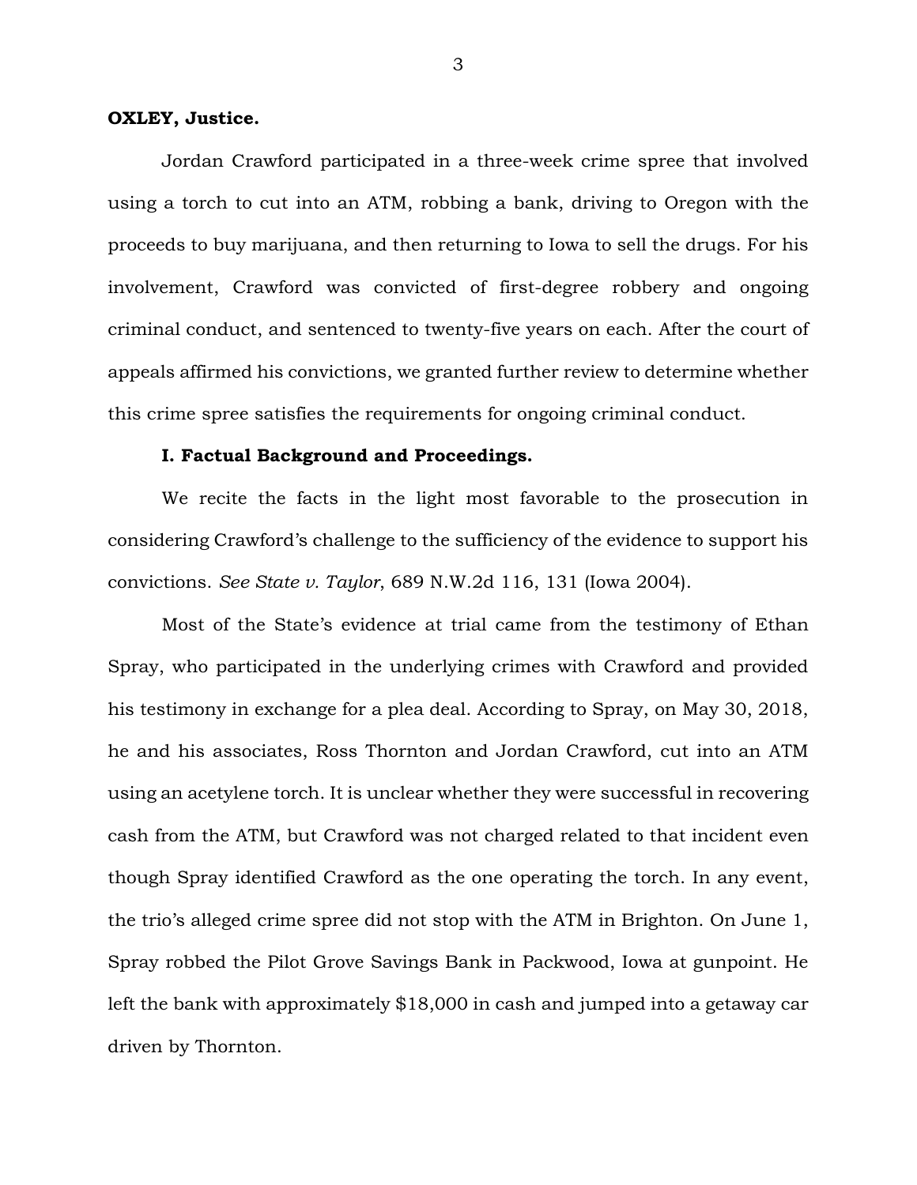**OXLEY, Justice.**

Jordan Crawford participated in a three-week crime spree that involved using a torch to cut into an ATM, robbing a bank, driving to Oregon with the proceeds to buy marijuana, and then returning to Iowa to sell the drugs. For his involvement, Crawford was convicted of first-degree robbery and ongoing criminal conduct, and sentenced to twenty-five years on each. After the court of appeals affirmed his convictions, we granted further review to determine whether this crime spree satisfies the requirements for ongoing criminal conduct.

## I. Factual Background and Proceedings.

We recite the facts in the light most favorable to the prosecution in considering Crawford's challenge to the sufficiency of the evidence to support his convictions. *See State v. Taylor*, 689 N.W.2d 116, 131 (Iowa 2004).

Most of the State's evidence at trial came from the testimony of Ethan Spray, who participated in the underlying crimes with Crawford and provided his testimony in exchange for a plea deal. According to Spray, on May 30, 2018, he and his associates, Ross Thornton and Jordan Crawford, cut into an ATM using an acetylene torch. It is unclear whether they were successful in recovering cash from the ATM, but Crawford was not charged related to that incident even though Spray identified Crawford as the one operating the torch. In any event, the trio's alleged crime spree did not stop with the ATM in Brighton. On June 1, Spray robbed the Pilot Grove Savings Bank in Packwood, Iowa at gunpoint. He left the bank with approximately $18,000 in cash and jumped into a getaway car driven by Thornton.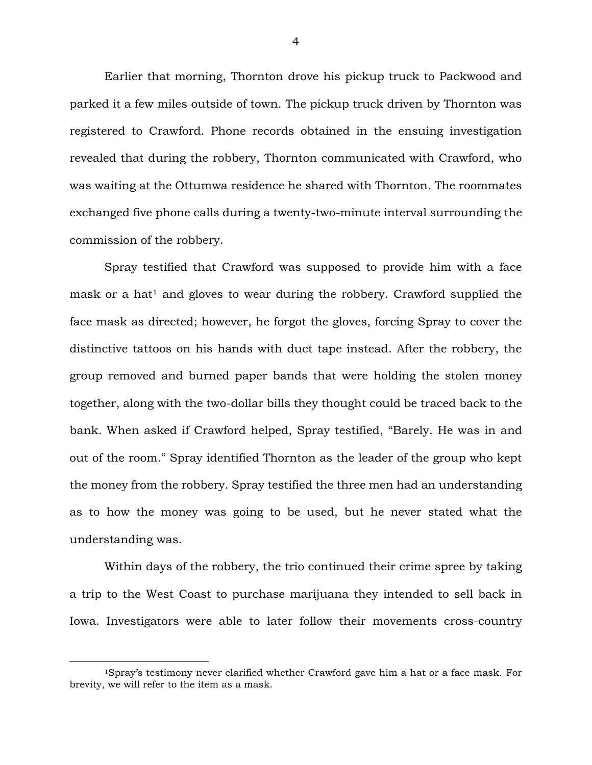Earlier that morning, Thornton drove his pickup truck to Packwood and parked it a few miles outside of town. The pickup truck driven by Thornton was registered to Crawford. Phone records obtained in the ensuing investigation revealed that during the robbery, Thornton communicated with Crawford, who was waiting at the Ottumwa residence he shared with Thornton. The roommates exchanged five phone calls during a twenty-two-minute interval surrounding the commission of the robbery.

Spray testified that Crawford was supposed to provide him with a face mask or a hat[1] and gloves to wear during the robbery. Crawford supplied the face mask as directed; however, he forgot the gloves, forcing Spray to cover the distinctive tattoos on his hands with duct tape instead. After the robbery, the group removed and burned paper bands that were holding the stolen money together, along with the two-dollar bills they thought could be traced back to the bank. When asked if Crawford helped, Spray testified, "Barely. He was in and out of the room." Spray identified Thornton as the leader of the group who kept the money from the robbery. Spray testified the three men had an understanding as to how the money was going to be used, but he never stated what the understanding was.

Within days of the robbery, the trio continued their crime spree by taking a trip to the West Coast to purchase marijuana they intended to sell back in Iowa. Investigators were able to later follow their movements cross-country

---

[1]Spray's testimony never clarified whether Crawford gave him a hat or a face mask. For brevity, we will refer to the item as a mask.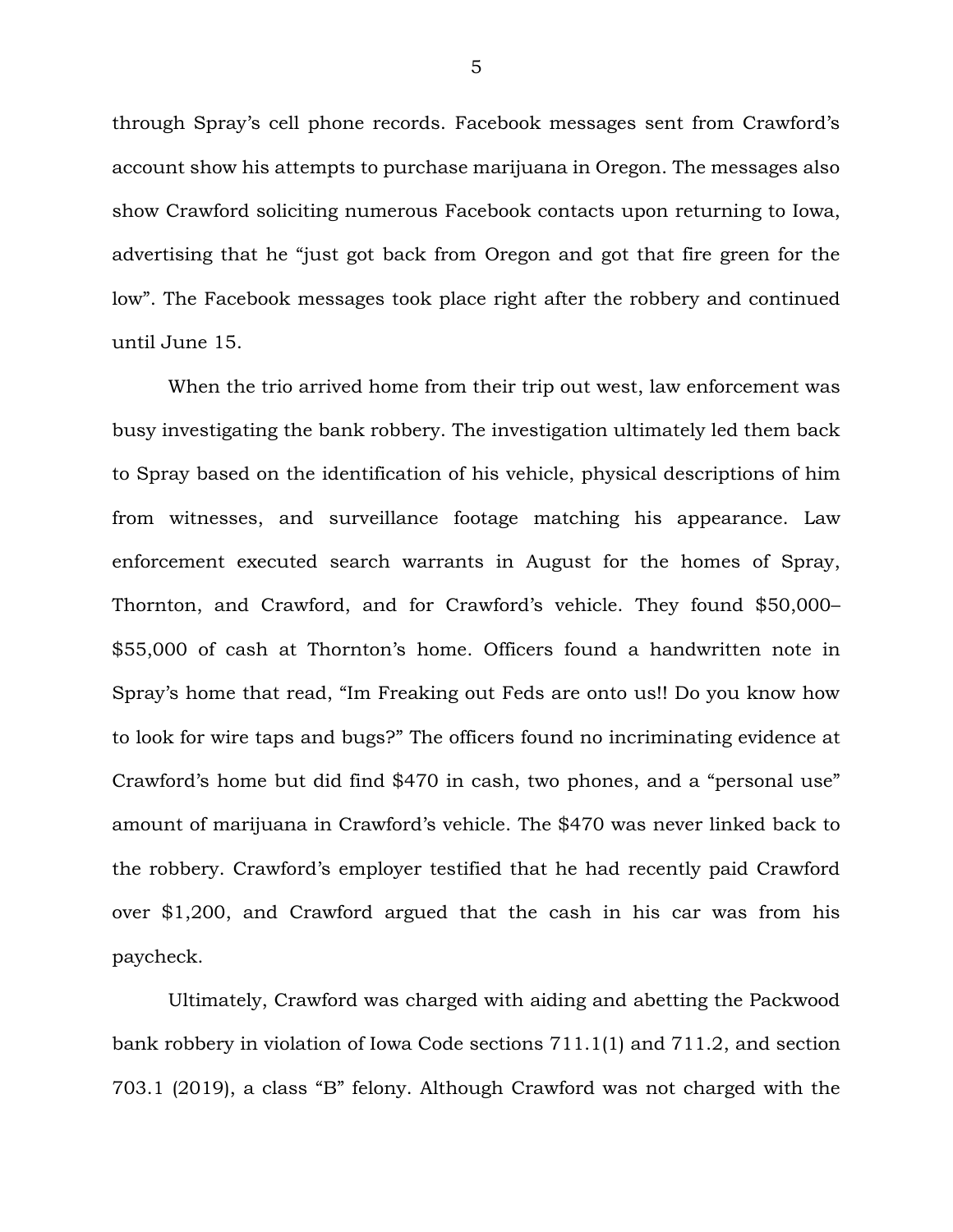through Spray's cell phone records. Facebook messages sent from Crawford's account show his attempts to purchase marijuana in Oregon. The messages also show Crawford soliciting numerous Facebook contacts upon returning to Iowa, advertising that he "just got back from Oregon and got that fire green for the low". The Facebook messages took place right after the robbery and continued until June 15.

When the trio arrived home from their trip out west, law enforcement was busy investigating the bank robbery. The investigation ultimately led them back to Spray based on the identification of his vehicle, physical descriptions of him from witnesses, and surveillance footage matching his appearance. Law enforcement executed search warrants in August for the homes of Spray, Thornton, and Crawford, and for Crawford's vehicle. They found $50,000–$55,000 of cash at Thornton's home. Officers found a handwritten note in Spray's home that read, "Im Freaking out Feds are onto us!! Do you know how to look for wire taps and bugs?" The officers found no incriminating evidence at Crawford's home but did find $470 in cash, two phones, and a "personal use" amount of marijuana in Crawford's vehicle. The $470 was never linked back to the robbery. Crawford's employer testified that he had recently paid Crawford over $1,200, and Crawford argued that the cash in his car was from his paycheck.

Ultimately, Crawford was charged with aiding and abetting the Packwood bank robbery in violation of Iowa Code sections 711.1(1) and 711.2, and section 703.1 (2019), a class "B" felony. Although Crawford was not charged with the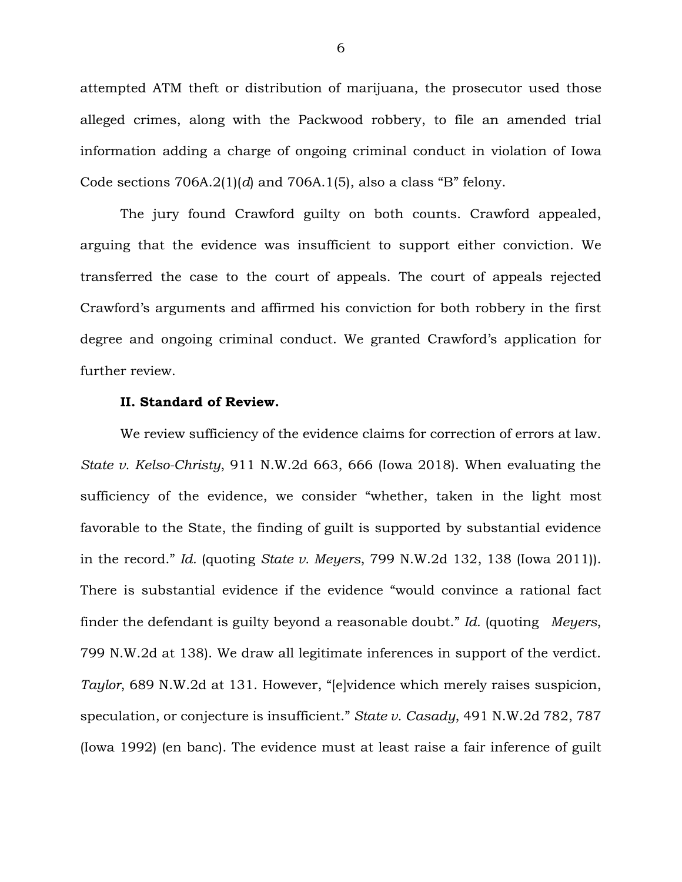attempted ATM theft or distribution of marijuana, the prosecutor used those alleged crimes, along with the Packwood robbery, to file an amended trial information adding a charge of ongoing criminal conduct in violation of Iowa Code sections 706A.2(1)(*d*) and 706A.1(5), also a class "B" felony.

The jury found Crawford guilty on both counts. Crawford appealed, arguing that the evidence was insufficient to support either conviction. We transferred the case to the court of appeals. The court of appeals rejected Crawford's arguments and affirmed his conviction for both robbery in the first degree and ongoing criminal conduct. We granted Crawford's application for further review.

**II. Standard of Review.**

We review sufficiency of the evidence claims for correction of errors at law. *State v. Kelso-Christy*, 911 N.W.2d 663, 666 (Iowa 2018). When evaluating the sufficiency of the evidence, we consider "whether, taken in the light most favorable to the State, the finding of guilt is supported by substantial evidence in the record." *Id.* (quoting *State v. Meyers*, 799 N.W.2d 132, 138 (Iowa 2011)). There is substantial evidence if the evidence "would convince a rational fact finder the defendant is guilty beyond a reasonable doubt." *Id.* (quoting *Meyers*, 799 N.W.2d at 138). We draw all legitimate inferences in support of the verdict. *Taylor*, 689 N.W.2d at 131. However, "[e]vidence which merely raises suspicion, speculation, or conjecture is insufficient." *State v. Casady*, 491 N.W.2d 782, 787 (Iowa 1992) (en banc). The evidence must at least raise a fair inference of guilt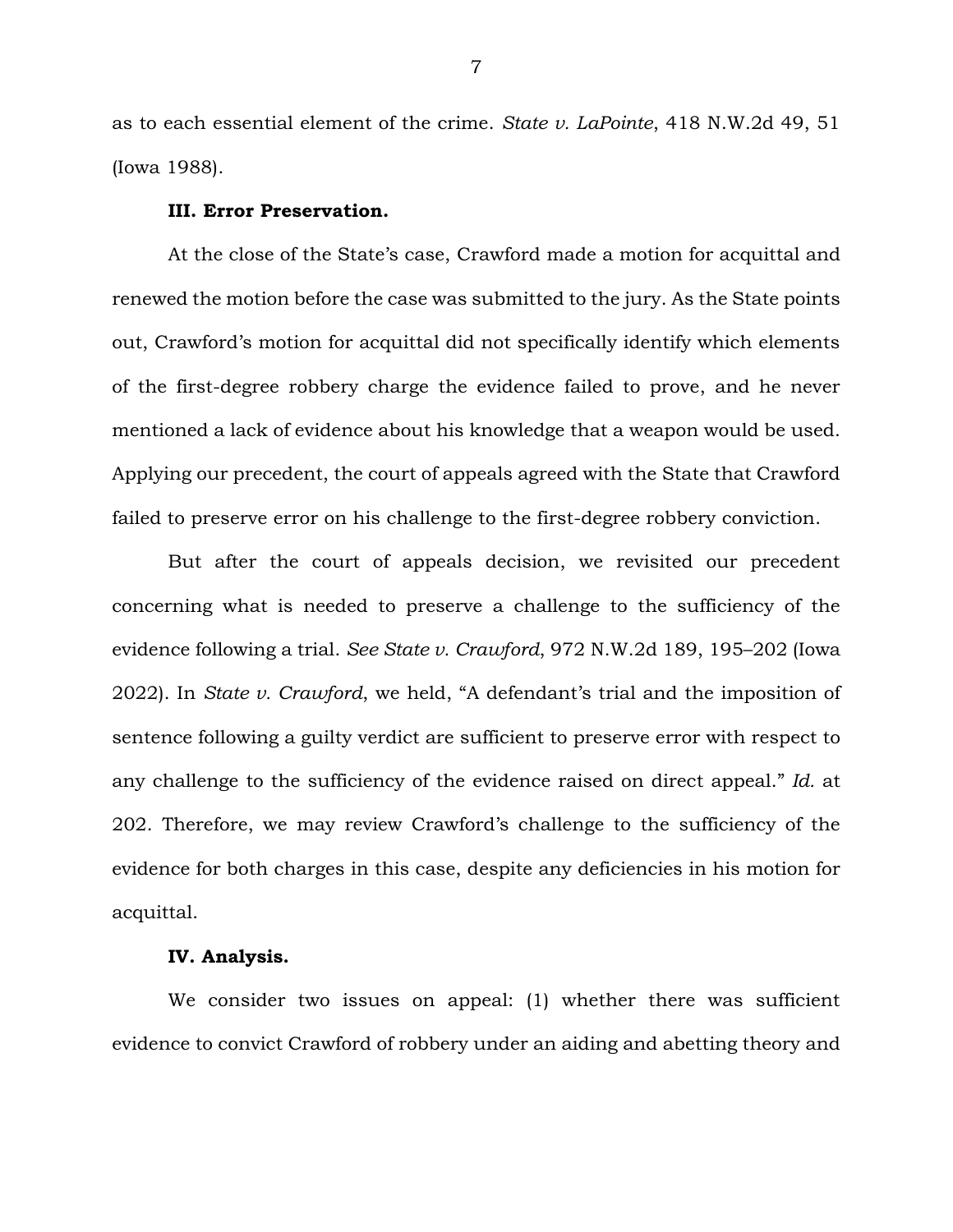as to each essential element of the crime. *State v. LaPointe*, 418 N.W.2d 49, 51 (Iowa 1988).

### III. Error Preservation.

At the close of the State's case, Crawford made a motion for acquittal and renewed the motion before the case was submitted to the jury. As the State points out, Crawford's motion for acquittal did not specifically identify which elements of the first-degree robbery charge the evidence failed to prove, and he never mentioned a lack of evidence about his knowledge that a weapon would be used. Applying our precedent, the court of appeals agreed with the State that Crawford failed to preserve error on his challenge to the first-degree robbery conviction.

But after the court of appeals decision, we revisited our precedent concerning what is needed to preserve a challenge to the sufficiency of the evidence following a trial. *See State v. Crawford*, 972 N.W.2d 189, 195–202 (Iowa 2022). In *State v. Crawford*, we held, "A defendant's trial and the imposition of sentence following a guilty verdict are sufficient to preserve error with respect to any challenge to the sufficiency of the evidence raised on direct appeal." *Id.* at 202. Therefore, we may review Crawford's challenge to the sufficiency of the evidence for both charges in this case, despite any deficiencies in his motion for acquittal.

### IV. Analysis.

We consider two issues on appeal: (1) whether there was sufficient evidence to convict Crawford of robbery under an aiding and abetting theory and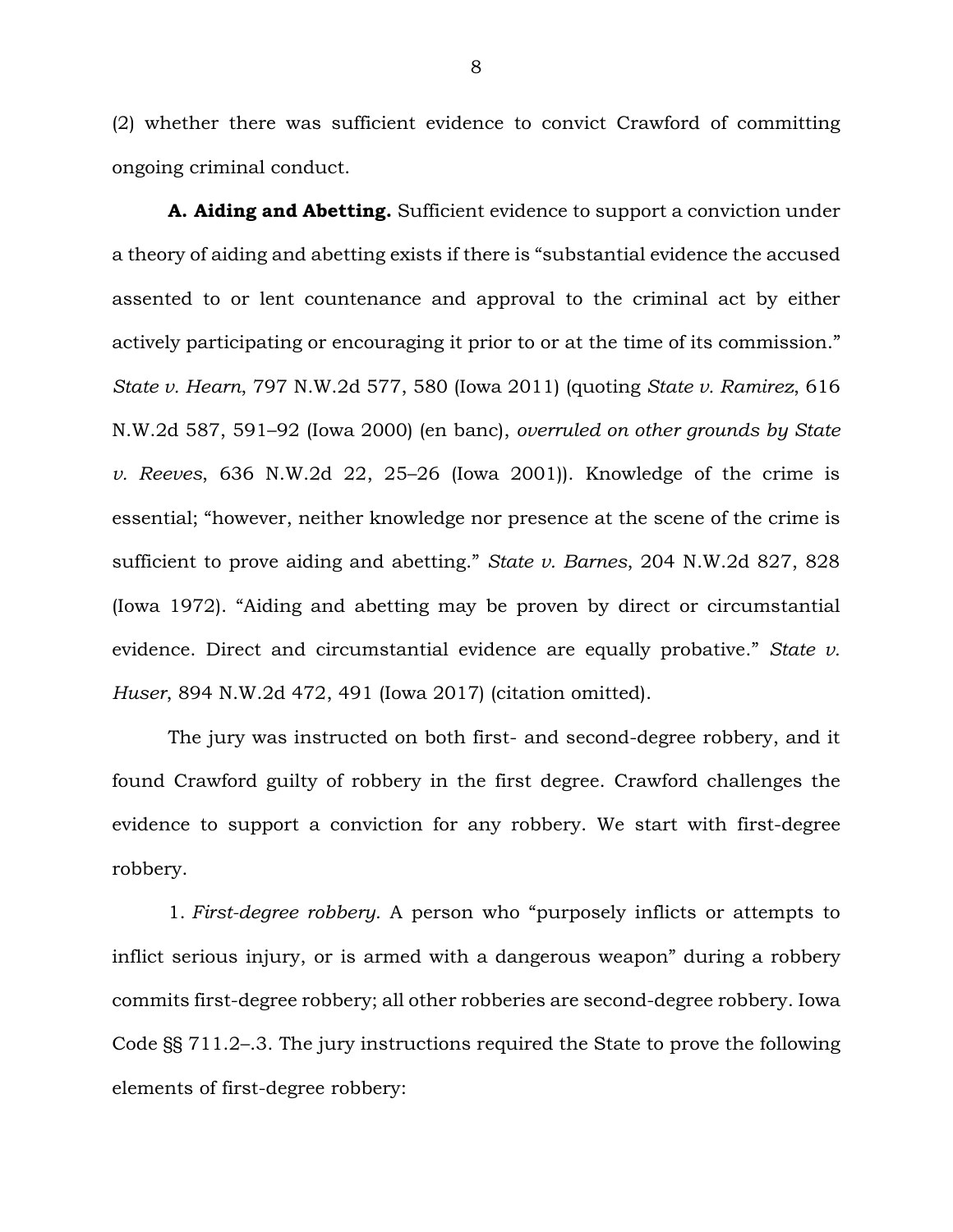(2) whether there was sufficient evidence to convict Crawford of committing ongoing criminal conduct.

**A. Aiding and Abetting.** Sufficient evidence to support a conviction under a theory of aiding and abetting exists if there is "substantial evidence the accused assented to or lent countenance and approval to the criminal act by either actively participating or encouraging it prior to or at the time of its commission." *State v. Hearn*, 797 N.W.2d 577, 580 (Iowa 2011) (quoting *State v. Ramirez*, 616 N.W.2d 587, 591–92 (Iowa 2000) (en banc), *overruled on other grounds by State v. Reeves*, 636 N.W.2d 22, 25–26 (Iowa 2001)). Knowledge of the crime is essential; "however, neither knowledge nor presence at the scene of the crime is sufficient to prove aiding and abetting." *State v. Barnes*, 204 N.W.2d 827, 828 (Iowa 1972). "Aiding and abetting may be proven by direct or circumstantial evidence. Direct and circumstantial evidence are equally probative." *State v. Huser*, 894 N.W.2d 472, 491 (Iowa 2017) (citation omitted).

The jury was instructed on both first- and second-degree robbery, and it found Crawford guilty of robbery in the first degree. Crawford challenges the evidence to support a conviction for any robbery. We start with first-degree robbery.

1. *First-degree robbery.* A person who "purposely inflicts or attempts to inflict serious injury, or is armed with a dangerous weapon" during a robbery commits first-degree robbery; all other robberies are second-degree robbery. Iowa Code §§ 711.2–.3. The jury instructions required the State to prove the following elements of first-degree robbery: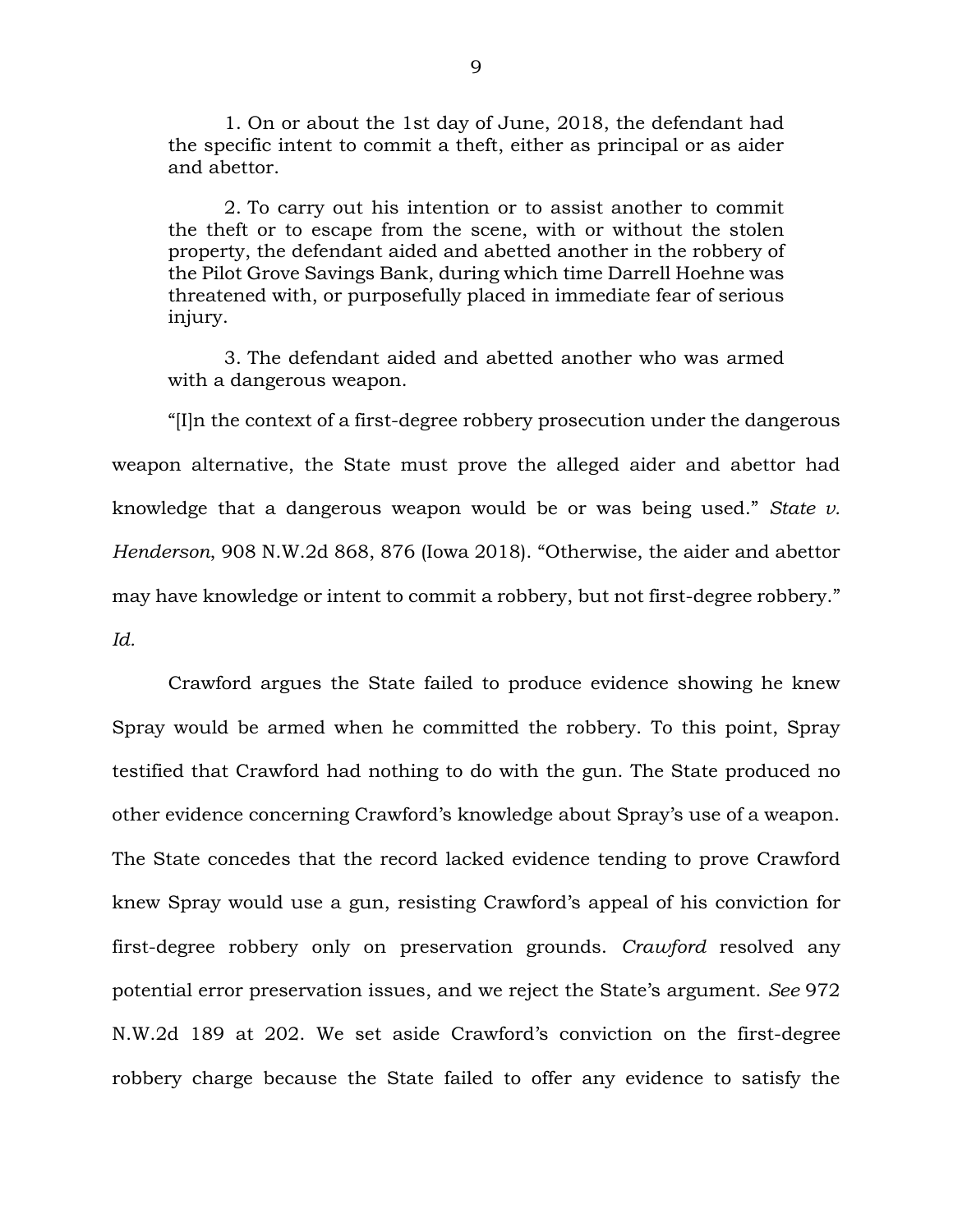> 1. On or about the 1st day of June, 2018, the defendant had the specific intent to commit a theft, either as principal or as aider and abettor.
>
> 2. To carry out his intention or to assist another to commit the theft or to escape from the scene, with or without the stolen property, the defendant aided and abetted another in the robbery of the Pilot Grove Savings Bank, during which time Darrell Hoehne was threatened with, or purposefully placed in immediate fear of serious injury.
>
> 3. The defendant aided and abetted another who was armed with a dangerous weapon.

"[I]n the context of a first-degree robbery prosecution under the dangerous weapon alternative, the State must prove the alleged aider and abettor had knowledge that a dangerous weapon would be or was being used." *State v. Henderson*, 908 N.W.2d 868, 876 (Iowa 2018). "Otherwise, the aider and abettor may have knowledge or intent to commit a robbery, but not first-degree robbery." *Id.*

Crawford argues the State failed to produce evidence showing he knew Spray would be armed when he committed the robbery. To this point, Spray testified that Crawford had nothing to do with the gun. The State produced no other evidence concerning Crawford's knowledge about Spray's use of a weapon. The State concedes that the record lacked evidence tending to prove Crawford knew Spray would use a gun, resisting Crawford's appeal of his conviction for first-degree robbery only on preservation grounds. *Crawford* resolved any potential error preservation issues, and we reject the State's argument. *See* 972 N.W.2d 189 at 202. We set aside Crawford's conviction on the first-degree robbery charge because the State failed to offer any evidence to satisfy the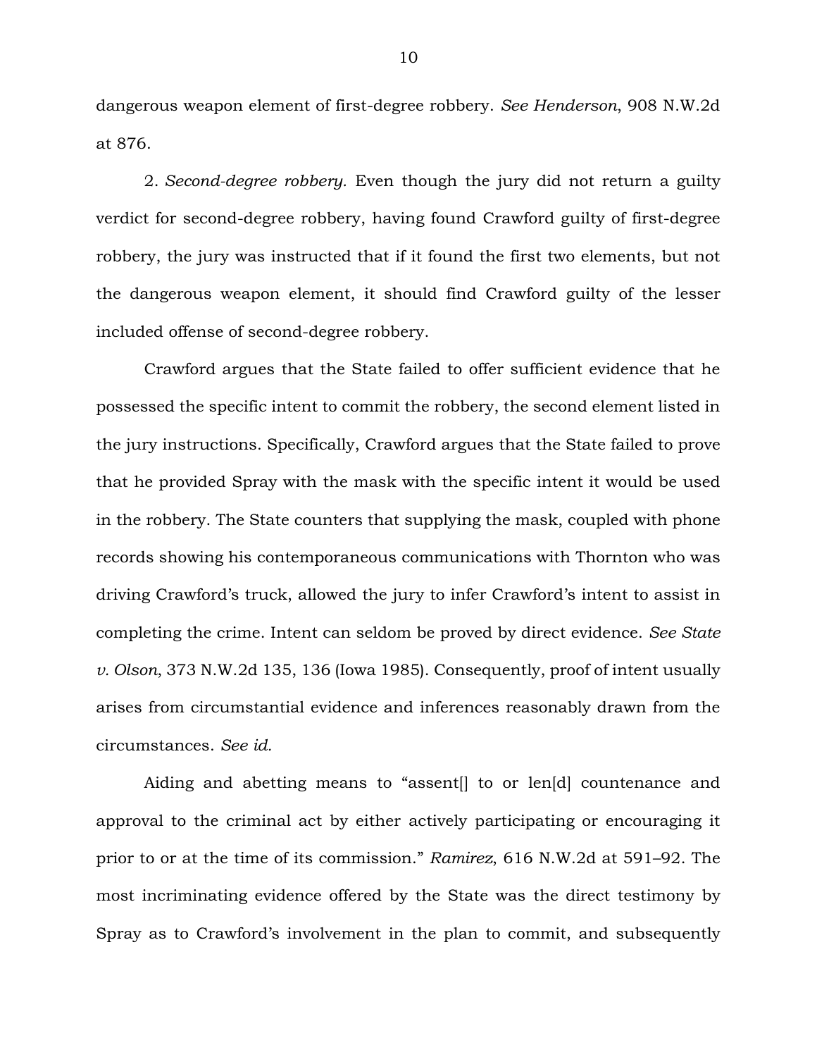dangerous weapon element of first-degree robbery. *See Henderson*, 908 N.W.2d at 876.

2. *Second-degree robbery.* Even though the jury did not return a guilty verdict for second-degree robbery, having found Crawford guilty of first-degree robbery, the jury was instructed that if it found the first two elements, but not the dangerous weapon element, it should find Crawford guilty of the lesser included offense of second-degree robbery.

Crawford argues that the State failed to offer sufficient evidence that he possessed the specific intent to commit the robbery, the second element listed in the jury instructions. Specifically, Crawford argues that the State failed to prove that he provided Spray with the mask with the specific intent it would be used in the robbery. The State counters that supplying the mask, coupled with phone records showing his contemporaneous communications with Thornton who was driving Crawford's truck, allowed the jury to infer Crawford's intent to assist in completing the crime. Intent can seldom be proved by direct evidence. *See State v. Olson*, 373 N.W.2d 135, 136 (Iowa 1985). Consequently, proof of intent usually arises from circumstantial evidence and inferences reasonably drawn from the circumstances. *See id.*

Aiding and abetting means to "assent[] to or len[d] countenance and approval to the criminal act by either actively participating or encouraging it prior to or at the time of its commission." *Ramirez*, 616 N.W.2d at 591–92. The most incriminating evidence offered by the State was the direct testimony by Spray as to Crawford's involvement in the plan to commit, and subsequently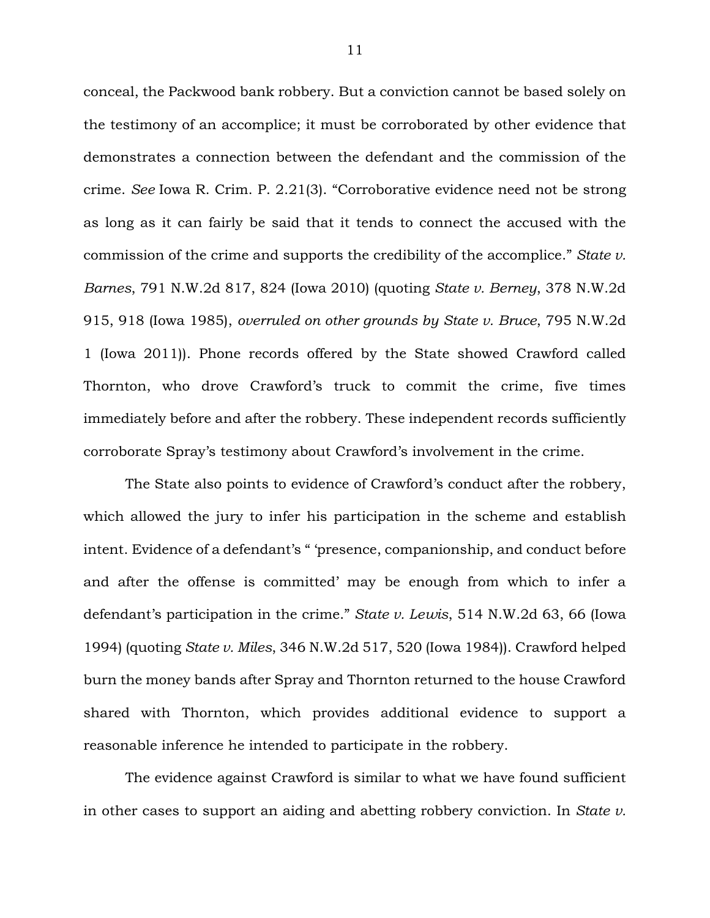conceal, the Packwood bank robbery. But a conviction cannot be based solely on the testimony of an accomplice; it must be corroborated by other evidence that demonstrates a connection between the defendant and the commission of the crime. *See* Iowa R. Crim. P. 2.21(3). "Corroborative evidence need not be strong as long as it can fairly be said that it tends to connect the accused with the commission of the crime and supports the credibility of the accomplice." *State v. Barnes*, 791 N.W.2d 817, 824 (Iowa 2010) (quoting *State v. Berney*, 378 N.W.2d 915, 918 (Iowa 1985), *overruled on other grounds by State v. Bruce*, 795 N.W.2d 1 (Iowa 2011)). Phone records offered by the State showed Crawford called Thornton, who drove Crawford's truck to commit the crime, five times immediately before and after the robbery. These independent records sufficiently corroborate Spray's testimony about Crawford's involvement in the crime.

The State also points to evidence of Crawford's conduct after the robbery, which allowed the jury to infer his participation in the scheme and establish intent. Evidence of a defendant's " 'presence, companionship, and conduct before and after the offense is committed' may be enough from which to infer a defendant's participation in the crime." *State v. Lewis*, 514 N.W.2d 63, 66 (Iowa 1994) (quoting *State v. Miles*, 346 N.W.2d 517, 520 (Iowa 1984)). Crawford helped burn the money bands after Spray and Thornton returned to the house Crawford shared with Thornton, which provides additional evidence to support a reasonable inference he intended to participate in the robbery.

The evidence against Crawford is similar to what we have found sufficient in other cases to support an aiding and abetting robbery conviction. In *State v.*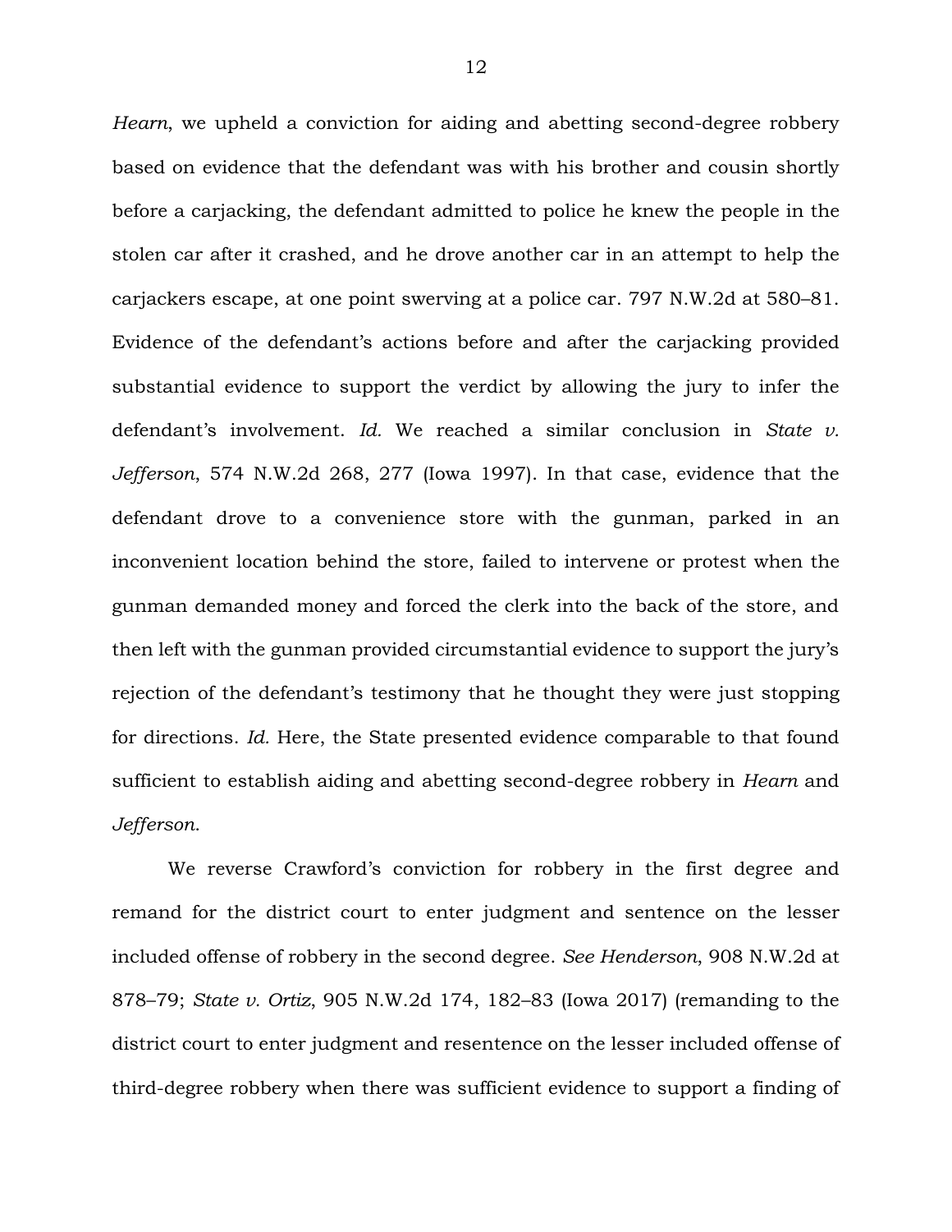*Hearn*, we upheld a conviction for aiding and abetting second-degree robbery based on evidence that the defendant was with his brother and cousin shortly before a carjacking, the defendant admitted to police he knew the people in the stolen car after it crashed, and he drove another car in an attempt to help the carjackers escape, at one point swerving at a police car. 797 N.W.2d at 580–81. Evidence of the defendant's actions before and after the carjacking provided substantial evidence to support the verdict by allowing the jury to infer the defendant's involvement. *Id.* We reached a similar conclusion in *State v. Jefferson*, 574 N.W.2d 268, 277 (Iowa 1997). In that case, evidence that the defendant drove to a convenience store with the gunman, parked in an inconvenient location behind the store, failed to intervene or protest when the gunman demanded money and forced the clerk into the back of the store, and then left with the gunman provided circumstantial evidence to support the jury's rejection of the defendant's testimony that he thought they were just stopping for directions. *Id.* Here, the State presented evidence comparable to that found sufficient to establish aiding and abetting second-degree robbery in *Hearn* and *Jefferson*.

We reverse Crawford's conviction for robbery in the first degree and remand for the district court to enter judgment and sentence on the lesser included offense of robbery in the second degree. *See Henderson*, 908 N.W.2d at 878–79; *State v. Ortiz*, 905 N.W.2d 174, 182–83 (Iowa 2017) (remanding to the district court to enter judgment and resentence on the lesser included offense of third-degree robbery when there was sufficient evidence to support a finding of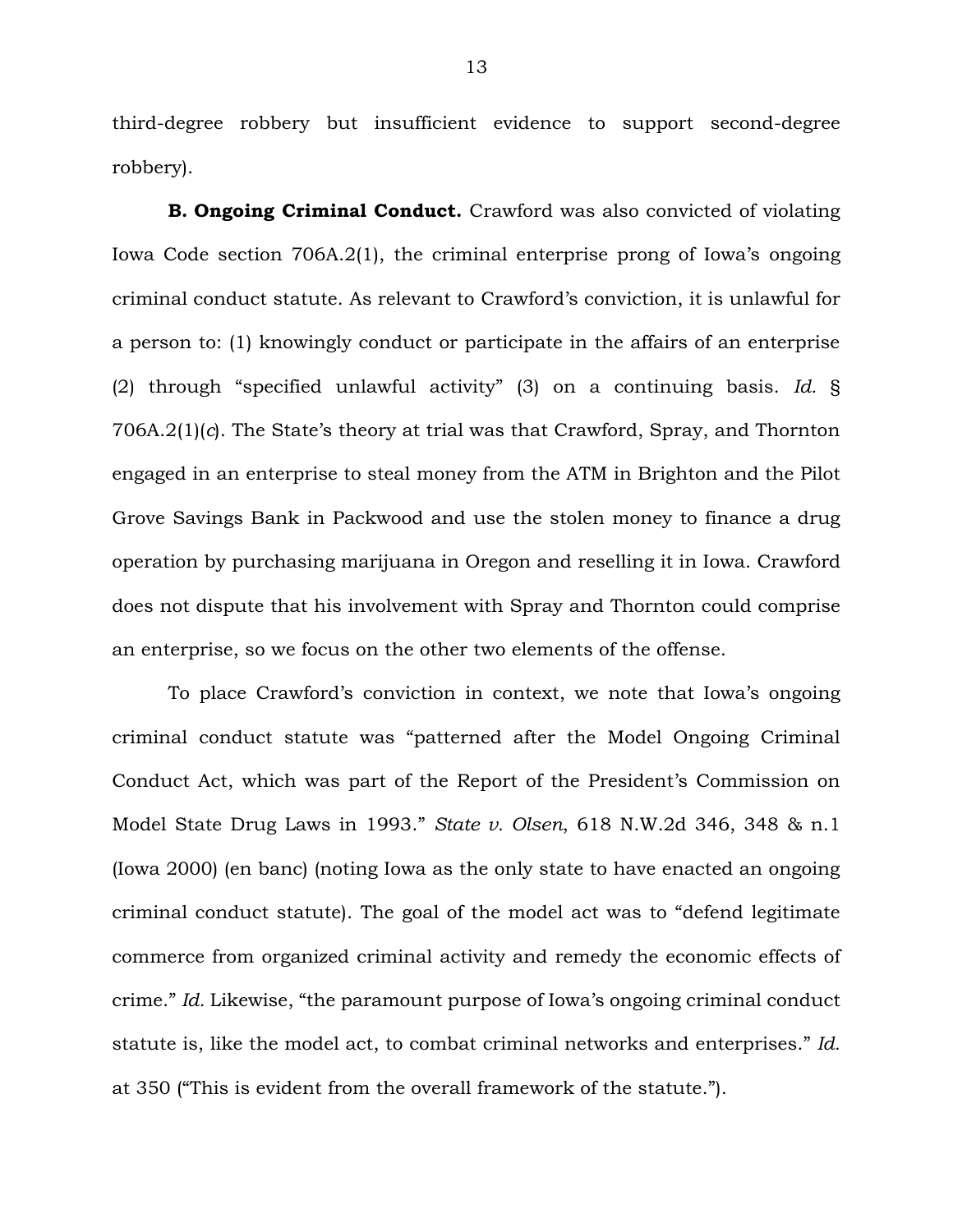third-degree robbery but insufficient evidence to support second-degree robbery).

**B. Ongoing Criminal Conduct.** Crawford was also convicted of violating Iowa Code section 706A.2(1), the criminal enterprise prong of Iowa's ongoing criminal conduct statute. As relevant to Crawford's conviction, it is unlawful for a person to: (1) knowingly conduct or participate in the affairs of an enterprise (2) through "specified unlawful activity" (3) on a continuing basis. *Id.* § 706A.2(1)(*c*). The State's theory at trial was that Crawford, Spray, and Thornton engaged in an enterprise to steal money from the ATM in Brighton and the Pilot Grove Savings Bank in Packwood and use the stolen money to finance a drug operation by purchasing marijuana in Oregon and reselling it in Iowa. Crawford does not dispute that his involvement with Spray and Thornton could comprise an enterprise, so we focus on the other two elements of the offense.

To place Crawford's conviction in context, we note that Iowa's ongoing criminal conduct statute was "patterned after the Model Ongoing Criminal Conduct Act, which was part of the Report of the President's Commission on Model State Drug Laws in 1993." *State v. Olsen*, 618 N.W.2d 346, 348 & n.1 (Iowa 2000) (en banc) (noting Iowa as the only state to have enacted an ongoing criminal conduct statute). The goal of the model act was to "defend legitimate commerce from organized criminal activity and remedy the economic effects of crime." *Id.* Likewise, "the paramount purpose of Iowa's ongoing criminal conduct statute is, like the model act, to combat criminal networks and enterprises." *Id.* at 350 ("This is evident from the overall framework of the statute.").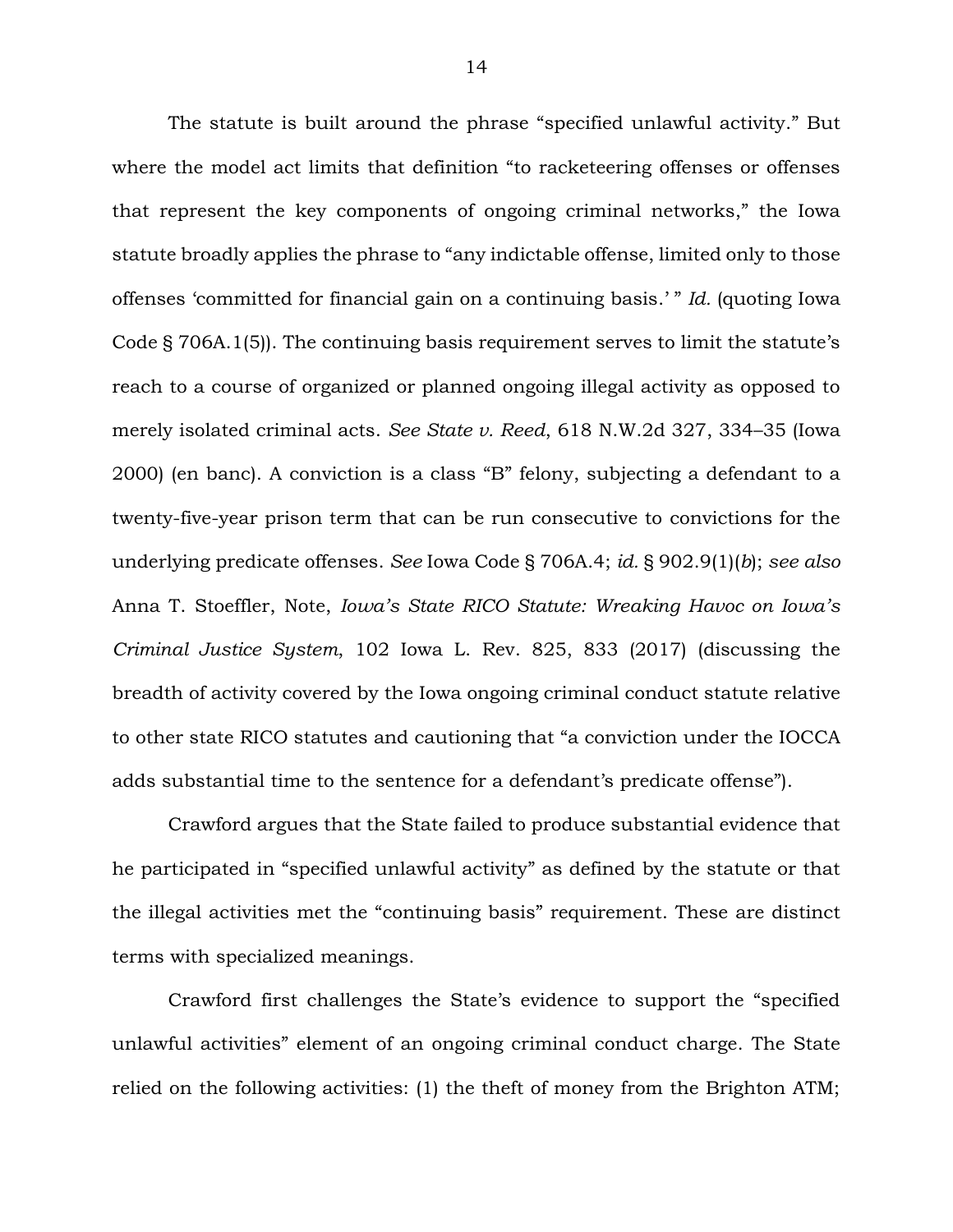The statute is built around the phrase "specified unlawful activity." But where the model act limits that definition "to racketeering offenses or offenses that represent the key components of ongoing criminal networks," the Iowa statute broadly applies the phrase to "any indictable offense, limited only to those offenses 'committed for financial gain on a continuing basis.' " *Id.* (quoting Iowa Code § 706A.1(5)). The continuing basis requirement serves to limit the statute's reach to a course of organized or planned ongoing illegal activity as opposed to merely isolated criminal acts. *See State v. Reed*, 618 N.W.2d 327, 334–35 (Iowa 2000) (en banc). A conviction is a class "B" felony, subjecting a defendant to a twenty-five-year prison term that can be run consecutive to convictions for the underlying predicate offenses. *See* Iowa Code § 706A.4; *id.* § 902.9(1)(*b*); *see also* Anna T. Stoeffler, Note, *Iowa's State RICO Statute: Wreaking Havoc on Iowa's Criminal Justice System*, 102 Iowa L. Rev. 825, 833 (2017) (discussing the breadth of activity covered by the Iowa ongoing criminal conduct statute relative to other state RICO statutes and cautioning that "a conviction under the IOCCA adds substantial time to the sentence for a defendant's predicate offense").

Crawford argues that the State failed to produce substantial evidence that he participated in "specified unlawful activity" as defined by the statute or that the illegal activities met the "continuing basis" requirement. These are distinct terms with specialized meanings.

Crawford first challenges the State's evidence to support the "specified unlawful activities" element of an ongoing criminal conduct charge. The State relied on the following activities: (1) the theft of money from the Brighton ATM;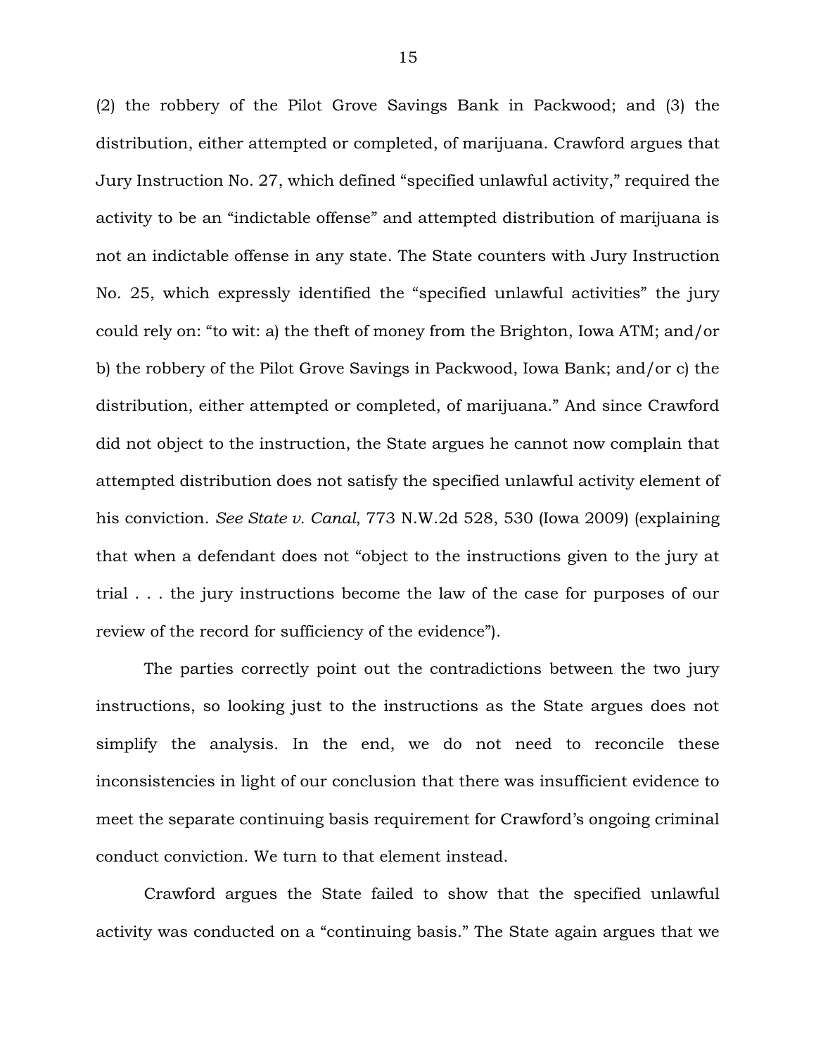(2) the robbery of the Pilot Grove Savings Bank in Packwood; and (3) the distribution, either attempted or completed, of marijuana. Crawford argues that Jury Instruction No. 27, which defined "specified unlawful activity," required the activity to be an "indictable offense" and attempted distribution of marijuana is not an indictable offense in any state. The State counters with Jury Instruction No. 25, which expressly identified the "specified unlawful activities" the jury could rely on: "to wit: a) the theft of money from the Brighton, Iowa ATM; and/or b) the robbery of the Pilot Grove Savings in Packwood, Iowa Bank; and/or c) the distribution, either attempted or completed, of marijuana." And since Crawford did not object to the instruction, the State argues he cannot now complain that attempted distribution does not satisfy the specified unlawful activity element of his conviction. *See State v. Canal*, 773 N.W.2d 528, 530 (Iowa 2009) (explaining that when a defendant does not "object to the instructions given to the jury at trial . . . the jury instructions become the law of the case for purposes of our review of the record for sufficiency of the evidence").

The parties correctly point out the contradictions between the two jury instructions, so looking just to the instructions as the State argues does not simplify the analysis. In the end, we do not need to reconcile these inconsistencies in light of our conclusion that there was insufficient evidence to meet the separate continuing basis requirement for Crawford's ongoing criminal conduct conviction. We turn to that element instead.

Crawford argues the State failed to show that the specified unlawful activity was conducted on a "continuing basis." The State again argues that we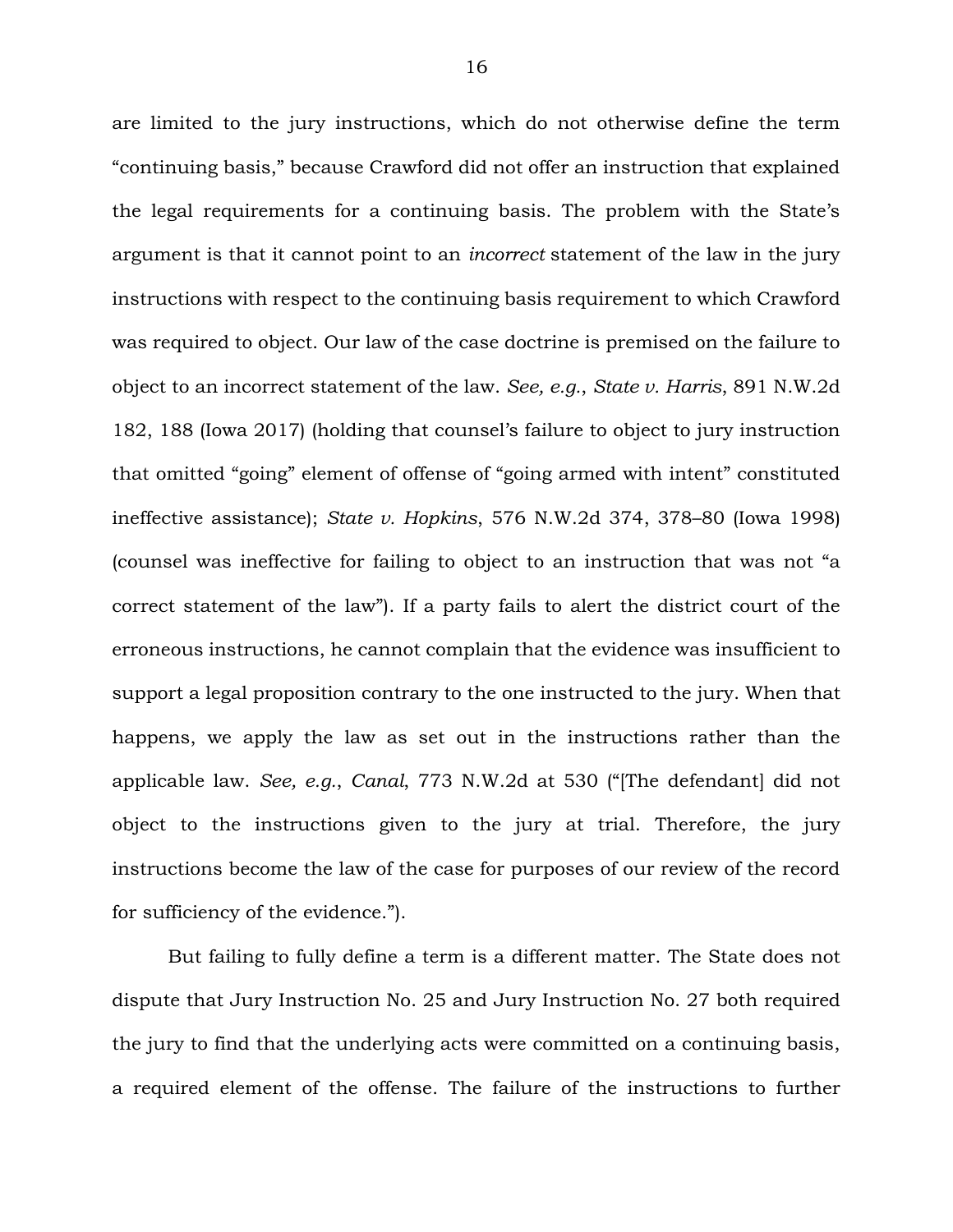are limited to the jury instructions, which do not otherwise define the term "continuing basis," because Crawford did not offer an instruction that explained the legal requirements for a continuing basis. The problem with the State's argument is that it cannot point to an *incorrect* statement of the law in the jury instructions with respect to the continuing basis requirement to which Crawford was required to object. Our law of the case doctrine is premised on the failure to object to an incorrect statement of the law. *See, e.g.*, *State v. Harris*, 891 N.W.2d 182, 188 (Iowa 2017) (holding that counsel's failure to object to jury instruction that omitted "going" element of offense of "going armed with intent" constituted ineffective assistance); *State v. Hopkins*, 576 N.W.2d 374, 378–80 (Iowa 1998) (counsel was ineffective for failing to object to an instruction that was not "a correct statement of the law"). If a party fails to alert the district court of the erroneous instructions, he cannot complain that the evidence was insufficient to support a legal proposition contrary to the one instructed to the jury. When that happens, we apply the law as set out in the instructions rather than the applicable law. *See, e.g.*, *Canal*, 773 N.W.2d at 530 ("[The defendant] did not object to the instructions given to the jury at trial. Therefore, the jury instructions become the law of the case for purposes of our review of the record for sufficiency of the evidence.").

But failing to fully define a term is a different matter. The State does not dispute that Jury Instruction No. 25 and Jury Instruction No. 27 both required the jury to find that the underlying acts were committed on a continuing basis, a required element of the offense. The failure of the instructions to further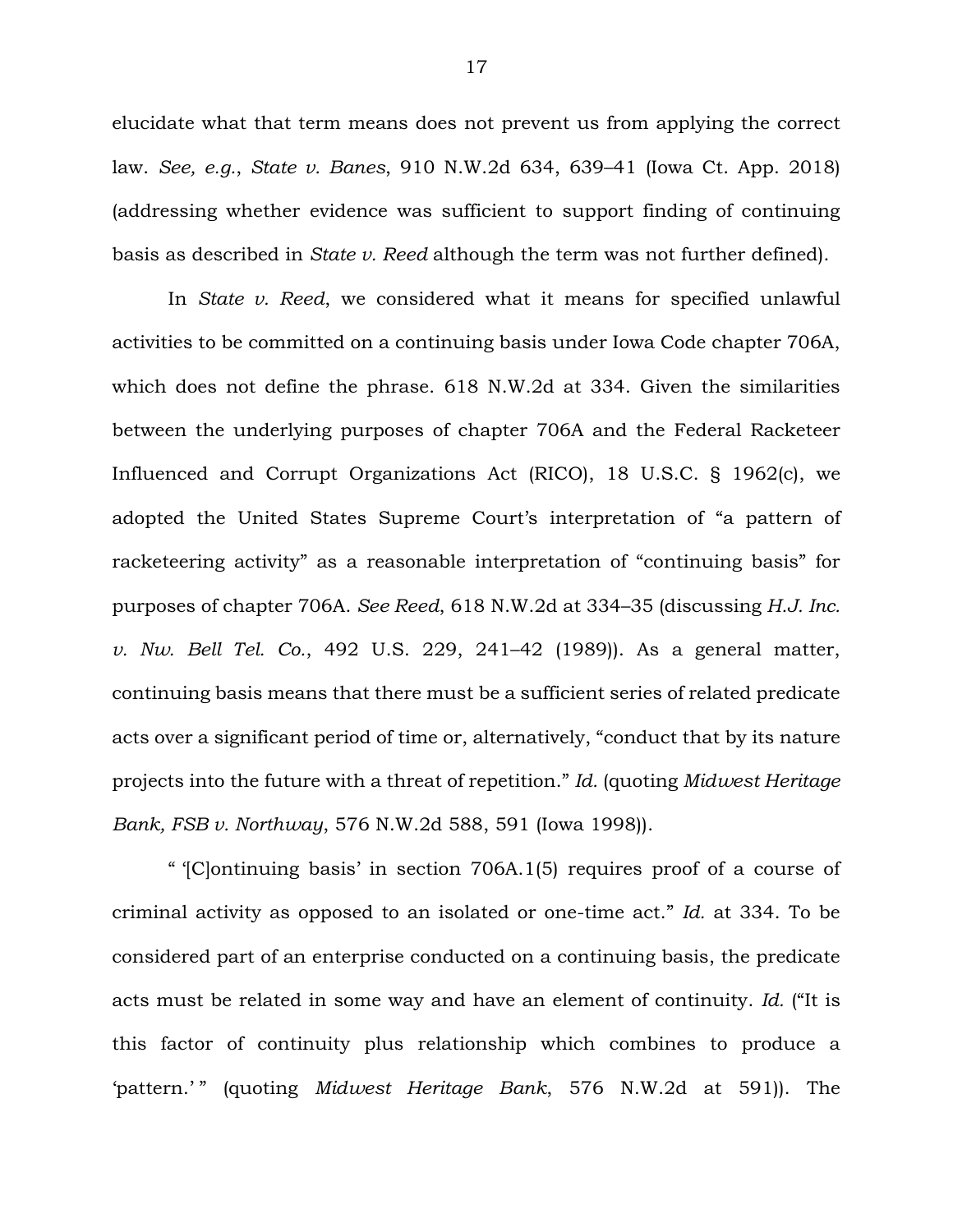elucidate what that term means does not prevent us from applying the correct law. *See, e.g.*, *State v. Banes*, 910 N.W.2d 634, 639–41 (Iowa Ct. App. 2018) (addressing whether evidence was sufficient to support finding of continuing basis as described in *State v. Reed* although the term was not further defined).

In *State v. Reed*, we considered what it means for specified unlawful activities to be committed on a continuing basis under Iowa Code chapter 706A, which does not define the phrase. 618 N.W.2d at 334. Given the similarities between the underlying purposes of chapter 706A and the Federal Racketeer Influenced and Corrupt Organizations Act (RICO), 18 U.S.C. § 1962(c), we adopted the United States Supreme Court's interpretation of "a pattern of racketeering activity" as a reasonable interpretation of "continuing basis" for purposes of chapter 706A. *See Reed*, 618 N.W.2d at 334–35 (discussing *H.J. Inc. v. Nw. Bell Tel. Co.*, 492 U.S. 229, 241–42 (1989)). As a general matter, continuing basis means that there must be a sufficient series of related predicate acts over a significant period of time or, alternatively, "conduct that by its nature projects into the future with a threat of repetition." *Id.* (quoting *Midwest Heritage Bank, FSB v. Northway*, 576 N.W.2d 588, 591 (Iowa 1998)).

" '[C]ontinuing basis' in section 706A.1(5) requires proof of a course of criminal activity as opposed to an isolated or one-time act." *Id.* at 334. To be considered part of an enterprise conducted on a continuing basis, the predicate acts must be related in some way and have an element of continuity. *Id.* ("It is this factor of continuity plus relationship which combines to produce a 'pattern.' " (quoting *Midwest Heritage Bank*, 576 N.W.2d at 591)). The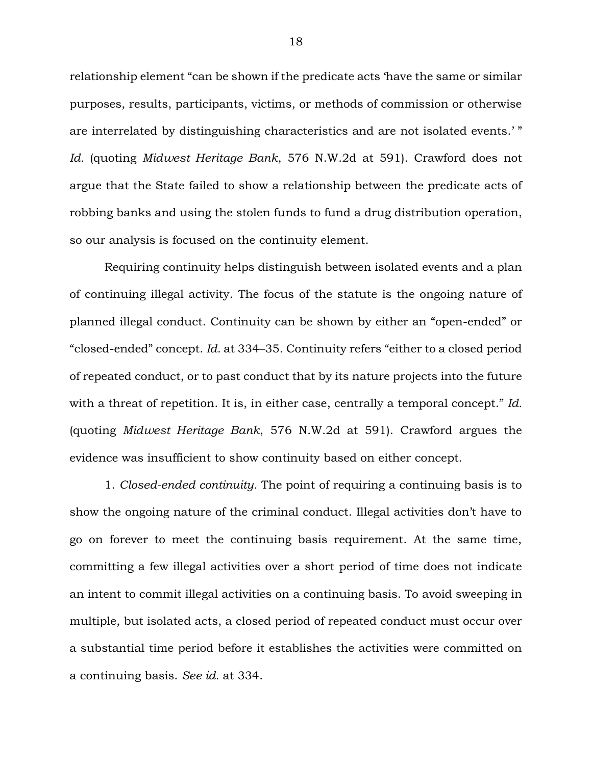relationship element "can be shown if the predicate acts 'have the same or similar purposes, results, participants, victims, or methods of commission or otherwise are interrelated by distinguishing characteristics and are not isolated events.' " *Id.* (quoting *Midwest Heritage Bank*, 576 N.W.2d at 591). Crawford does not argue that the State failed to show a relationship between the predicate acts of robbing banks and using the stolen funds to fund a drug distribution operation, so our analysis is focused on the continuity element.

Requiring continuity helps distinguish between isolated events and a plan of continuing illegal activity. The focus of the statute is the ongoing nature of planned illegal conduct. Continuity can be shown by either an "open-ended" or "closed-ended" concept. *Id.* at 334–35. Continuity refers "either to a closed period of repeated conduct, or to past conduct that by its nature projects into the future with a threat of repetition. It is, in either case, centrally a temporal concept." *Id.* (quoting *Midwest Heritage Bank*, 576 N.W.2d at 591). Crawford argues the evidence was insufficient to show continuity based on either concept.

1. *Closed-ended continuity*. The point of requiring a continuing basis is to show the ongoing nature of the criminal conduct. Illegal activities don't have to go on forever to meet the continuing basis requirement. At the same time, committing a few illegal activities over a short period of time does not indicate an intent to commit illegal activities on a continuing basis. To avoid sweeping in multiple, but isolated acts, a closed period of repeated conduct must occur over a substantial time period before it establishes the activities were committed on a continuing basis. *See id.* at 334.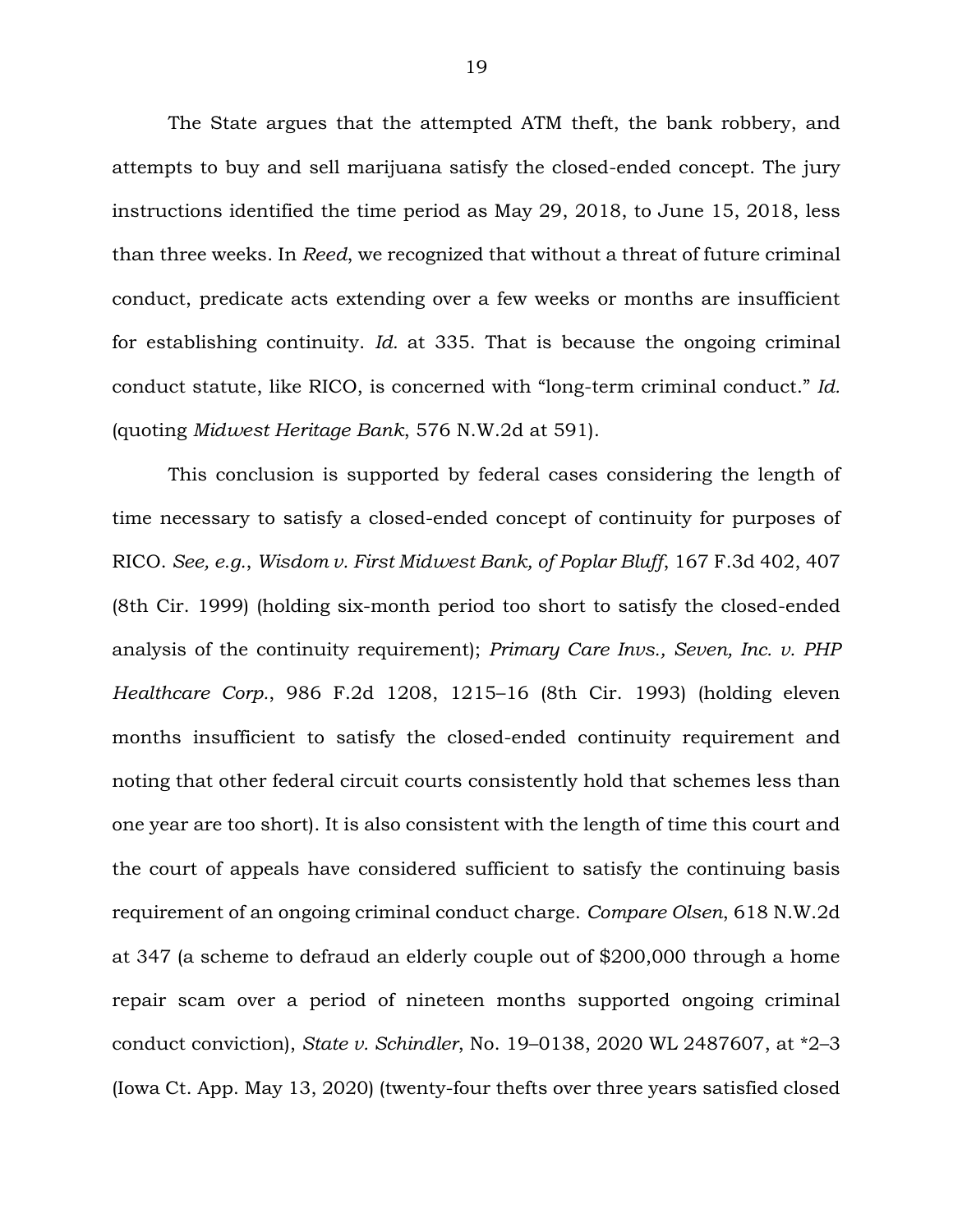The State argues that the attempted ATM theft, the bank robbery, and attempts to buy and sell marijuana satisfy the closed-ended concept. The jury instructions identified the time period as May 29, 2018, to June 15, 2018, less than three weeks. In *Reed*, we recognized that without a threat of future criminal conduct, predicate acts extending over a few weeks or months are insufficient for establishing continuity. *Id.* at 335. That is because the ongoing criminal conduct statute, like RICO, is concerned with "long-term criminal conduct." *Id.* (quoting *Midwest Heritage Bank*, 576 N.W.2d at 591).

This conclusion is supported by federal cases considering the length of time necessary to satisfy a closed-ended concept of continuity for purposes of RICO. *See, e.g.*, *Wisdom v. First Midwest Bank, of Poplar Bluff*, 167 F.3d 402, 407 (8th Cir. 1999) (holding six-month period too short to satisfy the closed-ended analysis of the continuity requirement); *Primary Care Invs., Seven, Inc. v. PHP Healthcare Corp.*, 986 F.2d 1208, 1215–16 (8th Cir. 1993) (holding eleven months insufficient to satisfy the closed-ended continuity requirement and noting that other federal circuit courts consistently hold that schemes less than one year are too short). It is also consistent with the length of time this court and the court of appeals have considered sufficient to satisfy the continuing basis requirement of an ongoing criminal conduct charge. *Compare Olsen*, 618 N.W.2d at 347 (a scheme to defraud an elderly couple out of $200,000 through a home repair scam over a period of nineteen months supported ongoing criminal conduct conviction), *State v. Schindler*, No. 19–0138, 2020 WL 2487607, at *2–3 (Iowa Ct. App. May 13, 2020) (twenty-four thefts over three years satisfied closed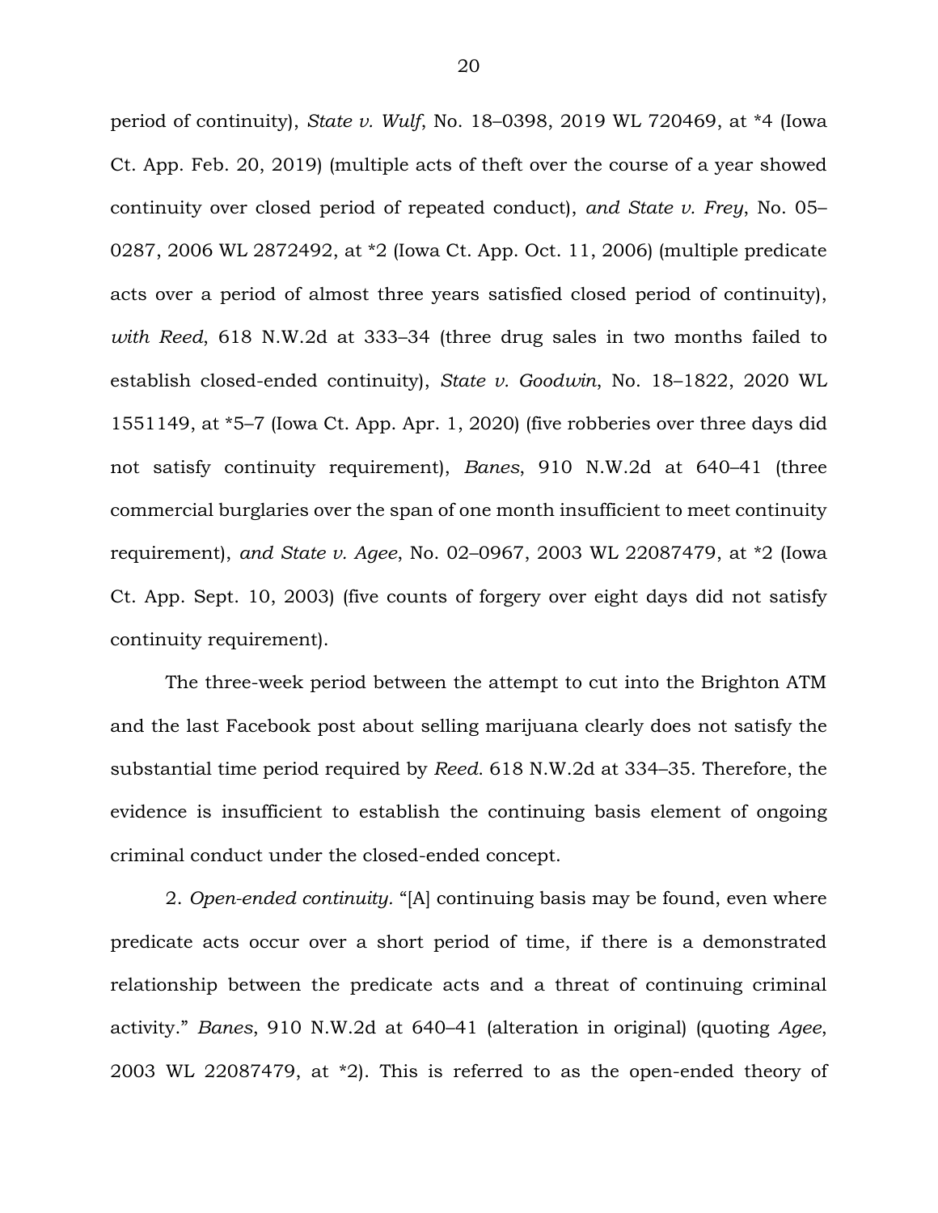period of continuity), *State v. Wulf*, No. 18–0398, 2019 WL 720469, at *4 (Iowa Ct. App. Feb. 20, 2019) (multiple acts of theft over the course of a year showed continuity over closed period of repeated conduct), *and State v. Frey,* No. 05–0287, 2006 WL 2872492, at *2 (Iowa Ct. App. Oct. 11, 2006) (multiple predicate acts over a period of almost three years satisfied closed period of continuity), *with Reed*, 618 N.W.2d at 333–34 (three drug sales in two months failed to establish closed-ended continuity), *State v. Goodwin*, No. 18–1822, 2020 WL 1551149, at *5–7 (Iowa Ct. App. Apr. 1, 2020) (five robberies over three days did not satisfy continuity requirement), *Banes*, 910 N.W.2d at 640–41 (three commercial burglaries over the span of one month insufficient to meet continuity requirement), *and State v. Agee*, No. 02–0967, 2003 WL 22087479, at *2 (Iowa Ct. App. Sept. 10, 2003) (five counts of forgery over eight days did not satisfy continuity requirement).

The three-week period between the attempt to cut into the Brighton ATM and the last Facebook post about selling marijuana clearly does not satisfy the substantial time period required by *Reed*. 618 N.W.2d at 334–35. Therefore, the evidence is insufficient to establish the continuing basis element of ongoing criminal conduct under the closed-ended concept.

2. *Open-ended continuity.* "[A] continuing basis may be found, even where predicate acts occur over a short period of time, if there is a demonstrated relationship between the predicate acts and a threat of continuing criminal activity." *Banes*, 910 N.W.2d at 640–41 (alteration in original) (quoting *Agee*, 2003 WL 22087479, at *2). This is referred to as the open-ended theory of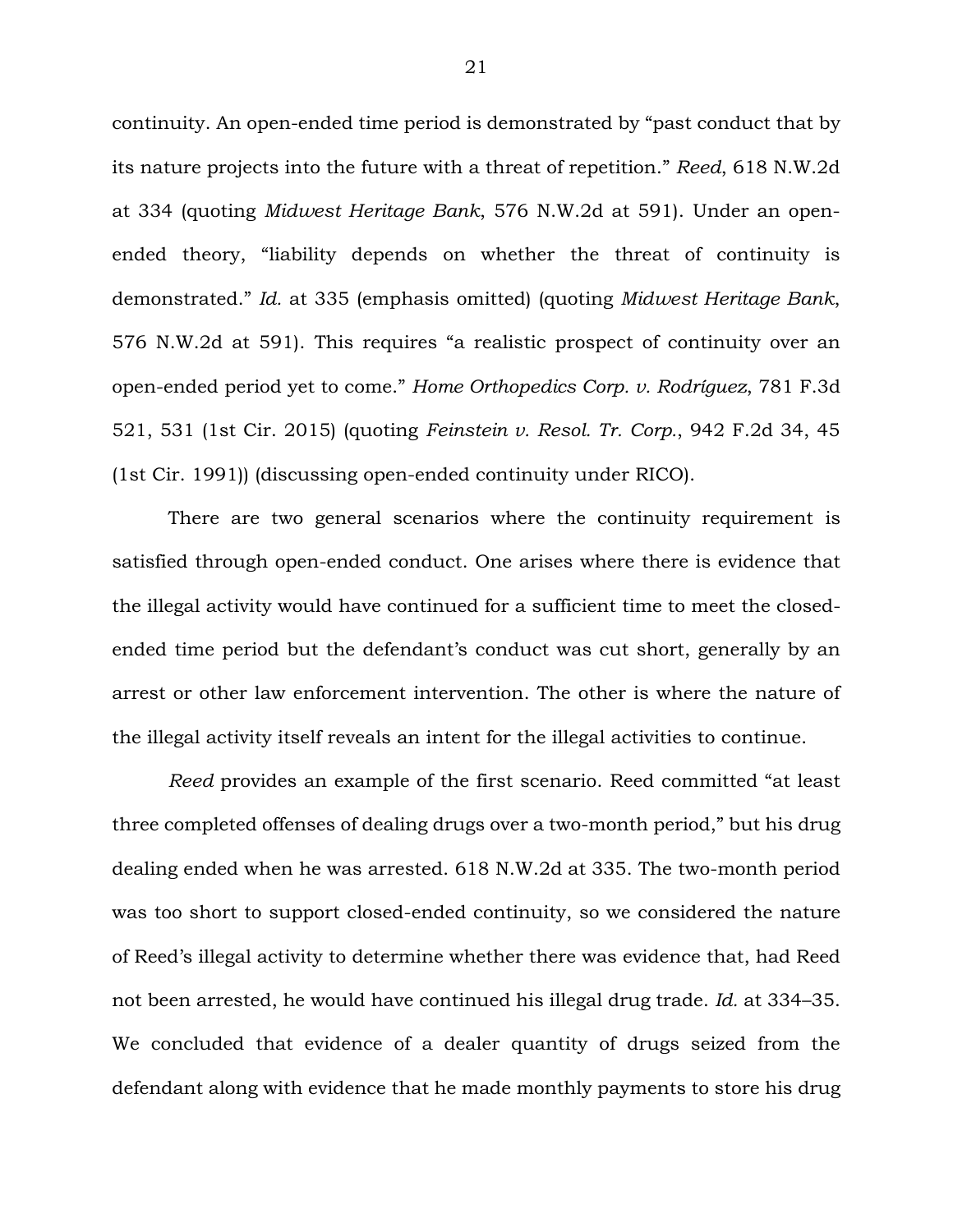continuity. An open-ended time period is demonstrated by "past conduct that by its nature projects into the future with a threat of repetition." *Reed*, 618 N.W.2d at 334 (quoting *Midwest Heritage Bank*, 576 N.W.2d at 591). Under an open-ended theory, "liability depends on whether the threat of continuity is demonstrated." *Id.* at 335 (emphasis omitted) (quoting *Midwest Heritage Bank*, 576 N.W.2d at 591). This requires "a realistic prospect of continuity over an open-ended period yet to come." *Home Orthopedics Corp. v. Rodríguez*, 781 F.3d 521, 531 (1st Cir. 2015) (quoting *Feinstein v. Resol. Tr. Corp.*, 942 F.2d 34, 45 (1st Cir. 1991)) (discussing open-ended continuity under RICO).

There are two general scenarios where the continuity requirement is satisfied through open-ended conduct. One arises where there is evidence that the illegal activity would have continued for a sufficient time to meet the closed-ended time period but the defendant's conduct was cut short, generally by an arrest or other law enforcement intervention. The other is where the nature of the illegal activity itself reveals an intent for the illegal activities to continue.

*Reed* provides an example of the first scenario. Reed committed "at least three completed offenses of dealing drugs over a two-month period," but his drug dealing ended when he was arrested. 618 N.W.2d at 335. The two-month period was too short to support closed-ended continuity, so we considered the nature of Reed's illegal activity to determine whether there was evidence that, had Reed not been arrested, he would have continued his illegal drug trade. *Id.* at 334–35. We concluded that evidence of a dealer quantity of drugs seized from the defendant along with evidence that he made monthly payments to store his drug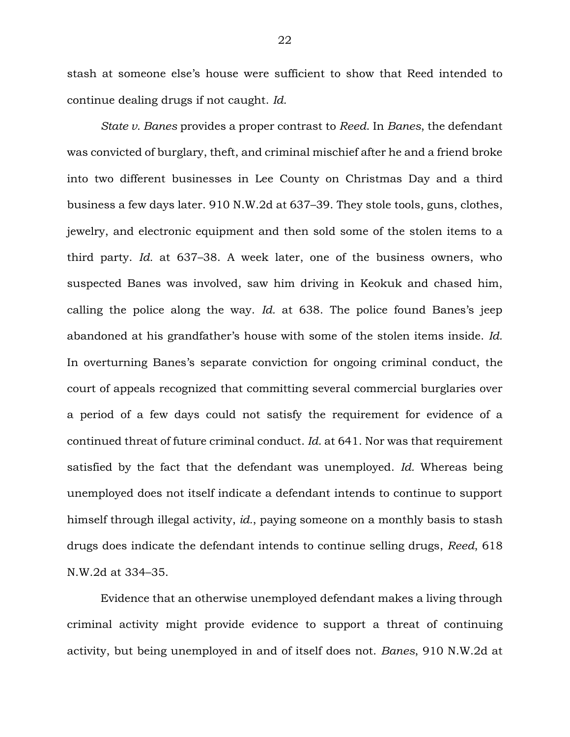stash at someone else's house were sufficient to show that Reed intended to continue dealing drugs if not caught. *Id.*

*State v. Banes* provides a proper contrast to *Reed*. In *Banes*, the defendant was convicted of burglary, theft, and criminal mischief after he and a friend broke into two different businesses in Lee County on Christmas Day and a third business a few days later. 910 N.W.2d at 637–39. They stole tools, guns, clothes, jewelry, and electronic equipment and then sold some of the stolen items to a third party. *Id.* at 637–38. A week later, one of the business owners, who suspected Banes was involved, saw him driving in Keokuk and chased him, calling the police along the way. *Id.* at 638. The police found Banes's jeep abandoned at his grandfather's house with some of the stolen items inside. *Id.* In overturning Banes's separate conviction for ongoing criminal conduct, the court of appeals recognized that committing several commercial burglaries over a period of a few days could not satisfy the requirement for evidence of a continued threat of future criminal conduct. *Id.* at 641. Nor was that requirement satisfied by the fact that the defendant was unemployed. *Id.* Whereas being unemployed does not itself indicate a defendant intends to continue to support himself through illegal activity, *id.*, paying someone on a monthly basis to stash drugs does indicate the defendant intends to continue selling drugs, *Reed*, 618 N.W.2d at 334–35.

Evidence that an otherwise unemployed defendant makes a living through criminal activity might provide evidence to support a threat of continuing activity, but being unemployed in and of itself does not. *Banes*, 910 N.W.2d at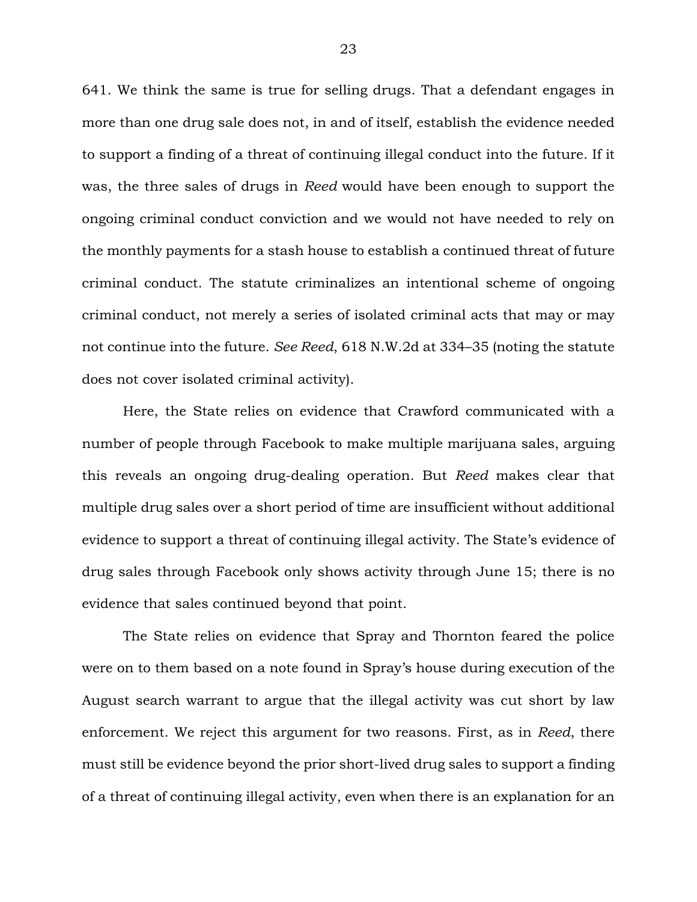641. We think the same is true for selling drugs. That a defendant engages in more than one drug sale does not, in and of itself, establish the evidence needed to support a finding of a threat of continuing illegal conduct into the future. If it was, the three sales of drugs in *Reed* would have been enough to support the ongoing criminal conduct conviction and we would not have needed to rely on the monthly payments for a stash house to establish a continued threat of future criminal conduct. The statute criminalizes an intentional scheme of ongoing criminal conduct, not merely a series of isolated criminal acts that may or may not continue into the future. *See Reed*, 618 N.W.2d at 334–35 (noting the statute does not cover isolated criminal activity).

Here, the State relies on evidence that Crawford communicated with a number of people through Facebook to make multiple marijuana sales, arguing this reveals an ongoing drug-dealing operation. But *Reed* makes clear that multiple drug sales over a short period of time are insufficient without additional evidence to support a threat of continuing illegal activity. The State's evidence of drug sales through Facebook only shows activity through June 15; there is no evidence that sales continued beyond that point.

The State relies on evidence that Spray and Thornton feared the police were on to them based on a note found in Spray's house during execution of the August search warrant to argue that the illegal activity was cut short by law enforcement. We reject this argument for two reasons. First, as in *Reed*, there must still be evidence beyond the prior short-lived drug sales to support a finding of a threat of continuing illegal activity, even when there is an explanation for an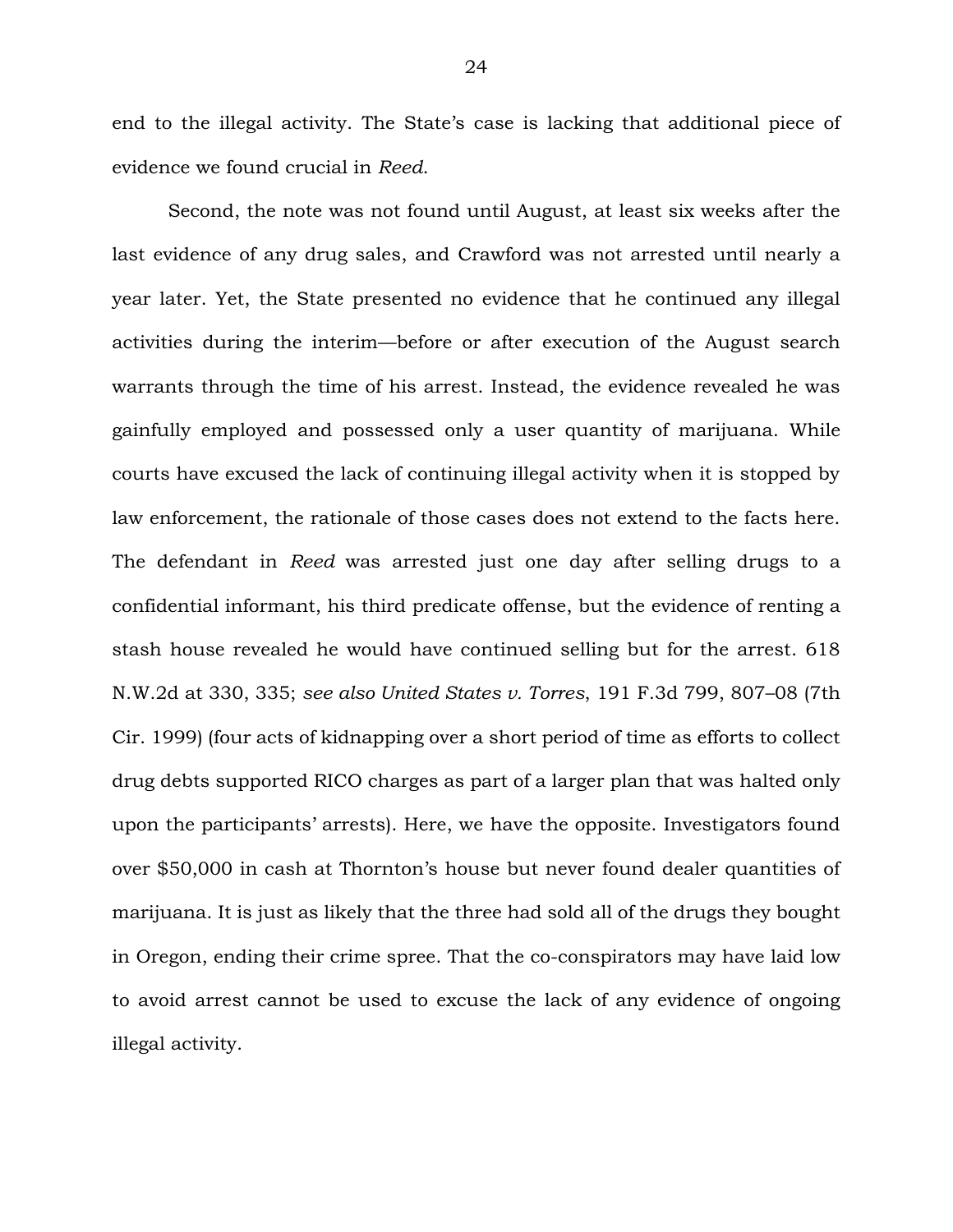end to the illegal activity. The State's case is lacking that additional piece of evidence we found crucial in *Reed*.

Second, the note was not found until August, at least six weeks after the last evidence of any drug sales, and Crawford was not arrested until nearly a year later. Yet, the State presented no evidence that he continued any illegal activities during the interim—before or after execution of the August search warrants through the time of his arrest. Instead, the evidence revealed he was gainfully employed and possessed only a user quantity of marijuana. While courts have excused the lack of continuing illegal activity when it is stopped by law enforcement, the rationale of those cases does not extend to the facts here. The defendant in *Reed* was arrested just one day after selling drugs to a confidential informant, his third predicate offense, but the evidence of renting a stash house revealed he would have continued selling but for the arrest. 618 N.W.2d at 330, 335; *see also United States v. Torres*, 191 F.3d 799, 807–08 (7th Cir. 1999) (four acts of kidnapping over a short period of time as efforts to collect drug debts supported RICO charges as part of a larger plan that was halted only upon the participants' arrests). Here, we have the opposite. Investigators found over $50,000 in cash at Thornton's house but never found dealer quantities of marijuana. It is just as likely that the three had sold all of the drugs they bought in Oregon, ending their crime spree. That the co-conspirators may have laid low to avoid arrest cannot be used to excuse the lack of any evidence of ongoing illegal activity.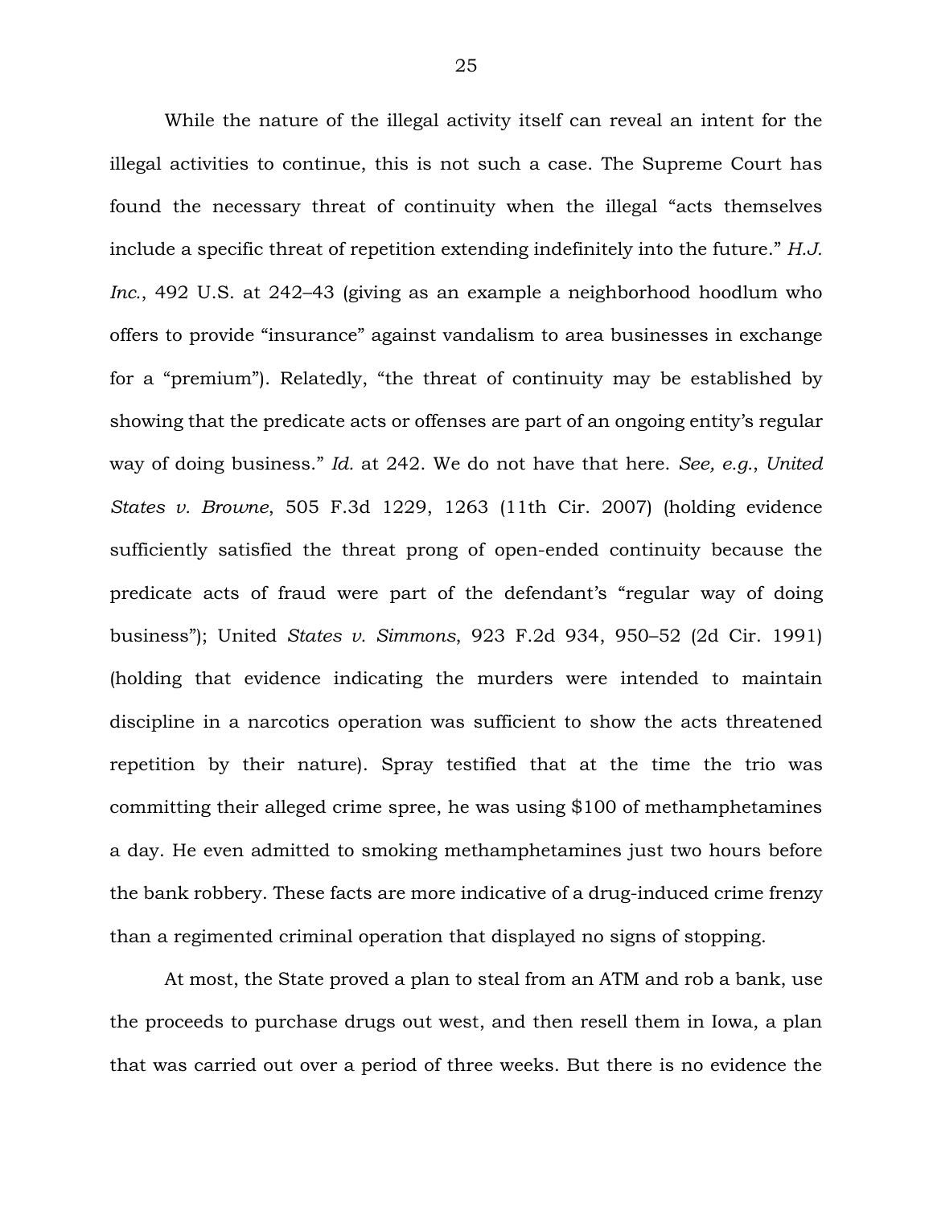While the nature of the illegal activity itself can reveal an intent for the illegal activities to continue, this is not such a case. The Supreme Court has found the necessary threat of continuity when the illegal "acts themselves include a specific threat of repetition extending indefinitely into the future." *H.J. Inc.*, 492 U.S. at 242–43 (giving as an example a neighborhood hoodlum who offers to provide "insurance" against vandalism to area businesses in exchange for a "premium"). Relatedly, "the threat of continuity may be established by showing that the predicate acts or offenses are part of an ongoing entity's regular way of doing business." *Id.* at 242. We do not have that here. *See, e.g.*, *United States v. Browne*, 505 F.3d 1229, 1263 (11th Cir. 2007) (holding evidence sufficiently satisfied the threat prong of open-ended continuity because the predicate acts of fraud were part of the defendant's "regular way of doing business"); United *States v. Simmons*, 923 F.2d 934, 950–52 (2d Cir. 1991) (holding that evidence indicating the murders were intended to maintain discipline in a narcotics operation was sufficient to show the acts threatened repetition by their nature). Spray testified that at the time the trio was committing their alleged crime spree, he was using $100 of methamphetamines a day. He even admitted to smoking methamphetamines just two hours before the bank robbery. These facts are more indicative of a drug-induced crime frenzy than a regimented criminal operation that displayed no signs of stopping.

At most, the State proved a plan to steal from an ATM and rob a bank, use the proceeds to purchase drugs out west, and then resell them in Iowa, a plan that was carried out over a period of three weeks. But there is no evidence the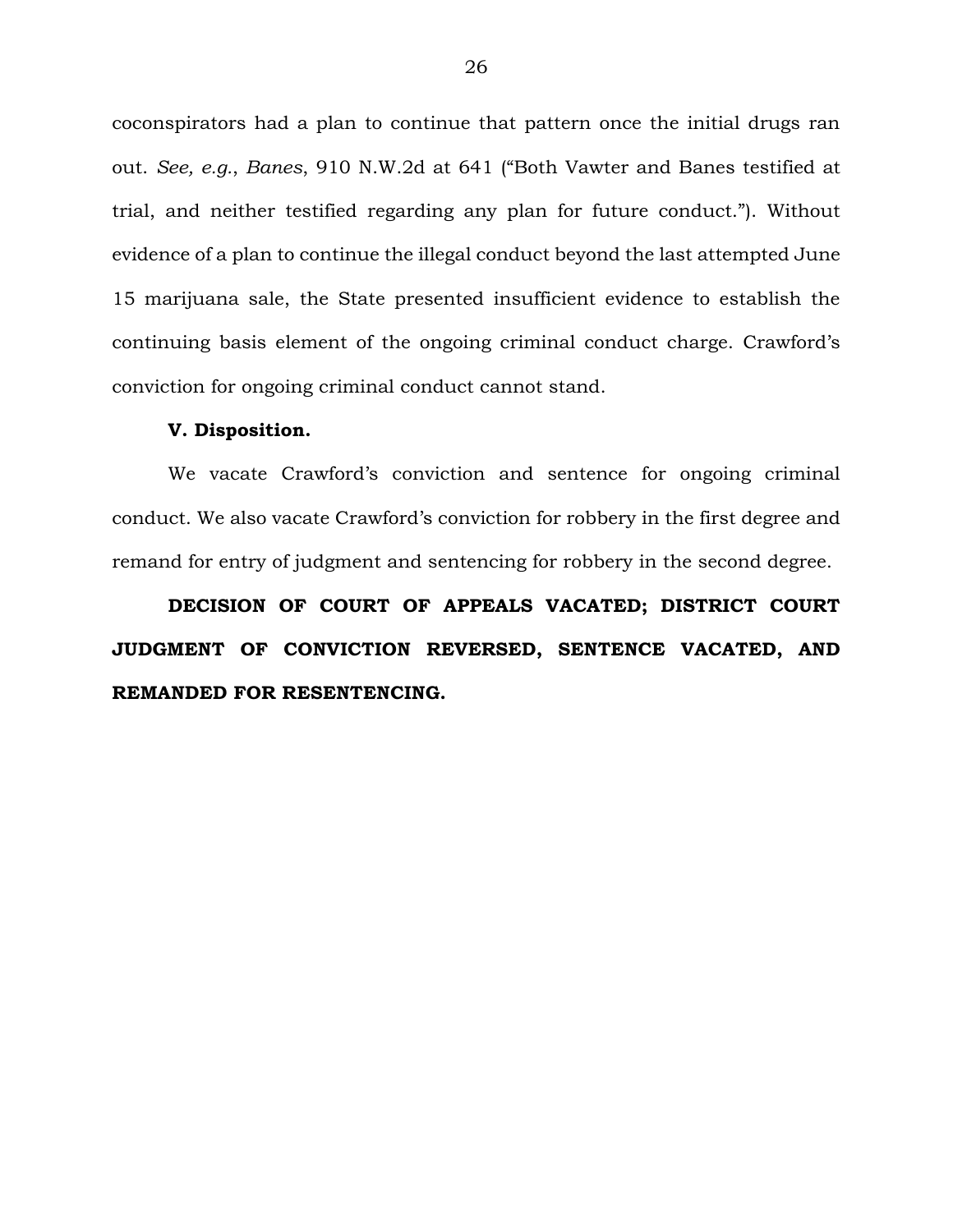coconspirators had a plan to continue that pattern once the initial drugs ran out. *See, e.g.*, *Banes*, 910 N.W.2d at 641 ("Both Vawter and Banes testified at trial, and neither testified regarding any plan for future conduct."). Without evidence of a plan to continue the illegal conduct beyond the last attempted June 15 marijuana sale, the State presented insufficient evidence to establish the continuing basis element of the ongoing criminal conduct charge. Crawford's conviction for ongoing criminal conduct cannot stand.

**V. Disposition.**

We vacate Crawford's conviction and sentence for ongoing criminal conduct. We also vacate Crawford's conviction for robbery in the first degree and remand for entry of judgment and sentencing for robbery in the second degree.

**DECISION OF COURT OF APPEALS VACATED; DISTRICT COURT JUDGMENT OF CONVICTION REVERSED, SENTENCE VACATED, AND REMANDED FOR RESENTENCING.**